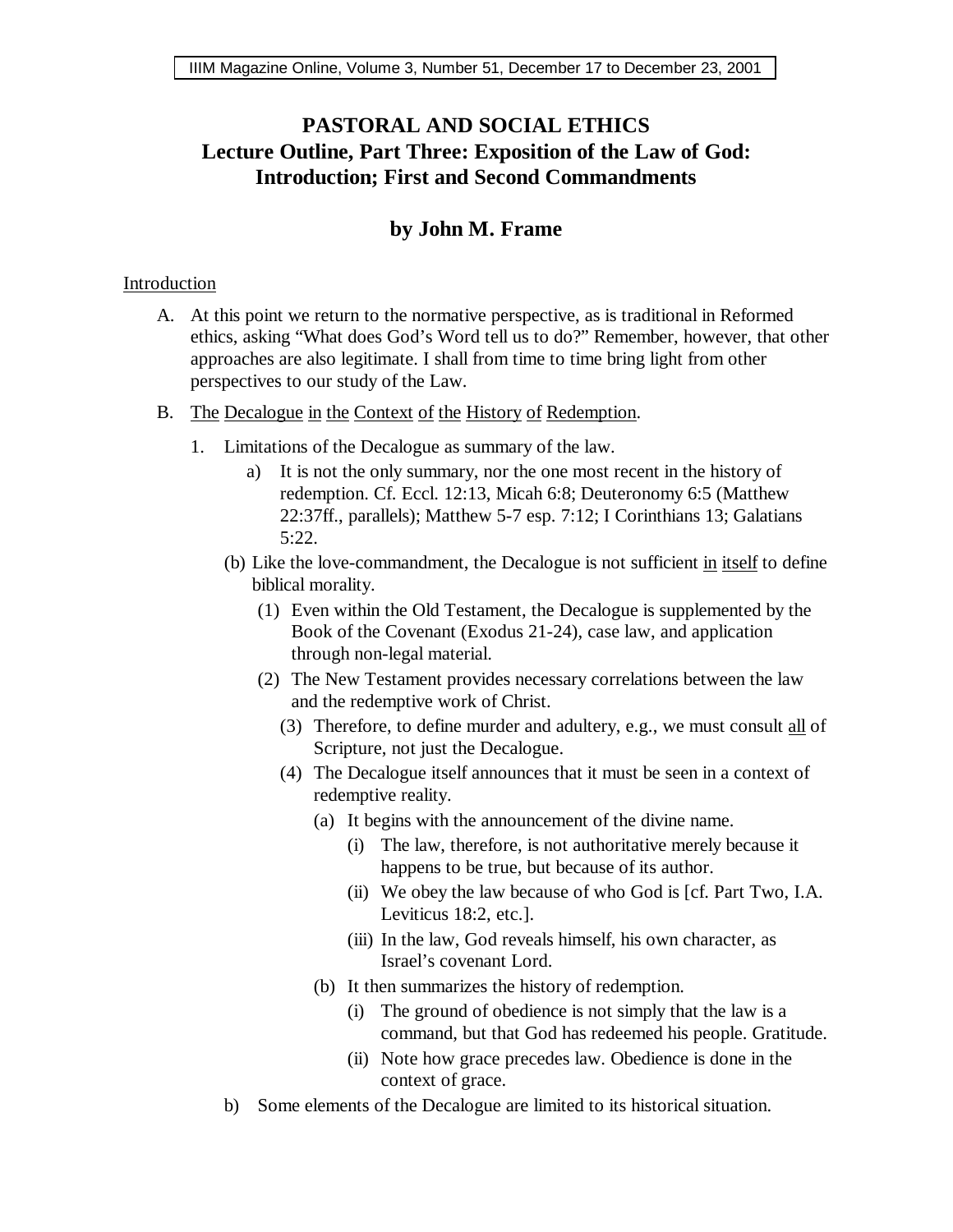# PASTORAL AND SOCIAL ETHICS

## Lecture Outline, Part Three: Exposition of the Law of God: Introduction; First and Second Commandments

### by John M. Frame

Introduction

A. At this point we return to the normative perspective, as is traditional in Reformed ethics, asking "What does God's Word tell us to do?" Remember, however, that other approaches are also legitimate. I shall from time to time bring light from other perspectives to our study of the Law.

B. The Decalogue in the Context of the History of Redemption.

1. Limitations of the Decalogue as summary of the law.

    a) It is not the only summary, nor the one most recent in the history of redemption. Cf. Eccl. 12:13, Micah 6:8; Deuteronomy 6:5 (Matthew 22:37ff., parallels); Matthew 5-7 esp. 7:12; I Corinthians 13; Galatians 5:22.

    (b) Like the love-commandment, the Decalogue is not sufficient in itself to define biblical morality.

    - (1) Even within the Old Testament, the Decalogue is supplemented by the Book of the Covenant (Exodus 21-24), case law, and application through non-legal material.
    - (2) The New Testament provides necessary correlations between the law and the redemptive work of Christ.
    - (3) Therefore, to define murder and adultery, e.g., we must consult all of Scripture, not just the Decalogue.
    - (4) The Decalogue itself announces that it must be seen in a context of redemptive reality.
        - (a) It begins with the announcement of the divine name.
            - (i) The law, therefore, is not authoritative merely because it happens to be true, but because of its author.
            - (ii) We obey the law because of who God is [cf. Part Two, I.A. Leviticus 18:2, etc.].
            - (iii) In the law, God reveals himself, his own character, as Israel's covenant Lord.
        - (b) It then summarizes the history of redemption.
            - (i) The ground of obedience is not simply that the law is a command, but that God has redeemed his people. Gratitude.
            - (ii) Note how grace precedes law. Obedience is done in the context of grace.

    b) Some elements of the Decalogue are limited to its historical situation.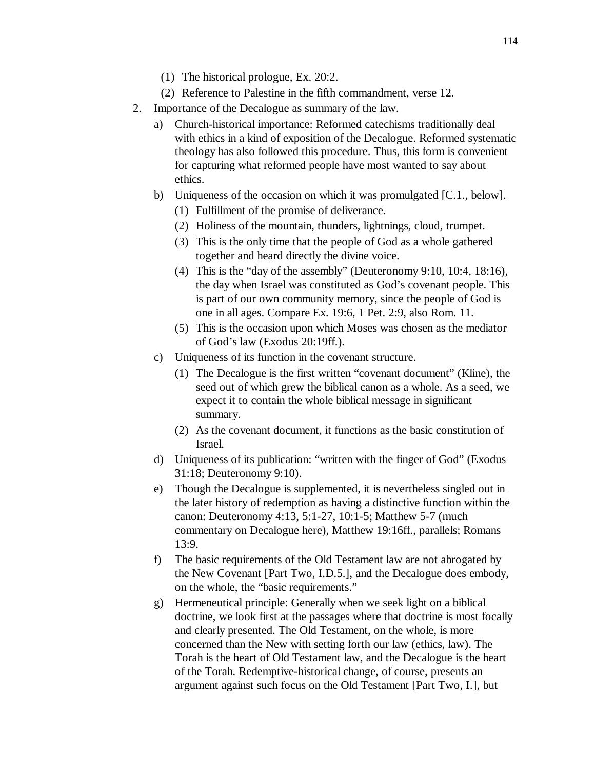(1) The historical prologue, Ex. 20:2.
    (2) Reference to Palestine in the fifth commandment, verse 12.

2. Importance of the Decalogue as summary of the law.
   a) Church-historical importance: Reformed catechisms traditionally deal with ethics in a kind of exposition of the Decalogue. Reformed systematic theology has also followed this procedure. Thus, this form is convenient for capturing what reformed people have most wanted to say about ethics.
   b) Uniqueness of the occasion on which it was promulgated [C.1., below].
      (1) Fulfillment of the promise of deliverance.
      (2) Holiness of the mountain, thunders, lightnings, cloud, trumpet.
      (3) This is the only time that the people of God as a whole gathered together and heard directly the divine voice.
      (4) This is the "day of the assembly" (Deuteronomy 9:10, 10:4, 18:16), the day when Israel was constituted as God's covenant people. This is part of our own community memory, since the people of God is one in all ages. Compare Ex. 19:6, 1 Pet. 2:9, also Rom. 11.
      (5) This is the occasion upon which Moses was chosen as the mediator of God's law (Exodus 20:19ff.).
   c) Uniqueness of its function in the covenant structure.
      (1) The Decalogue is the first written "covenant document" (Kline), the seed out of which grew the biblical canon as a whole. As a seed, we expect it to contain the whole biblical message in significant summary.
      (2) As the covenant document, it functions as the basic constitution of Israel.
   d) Uniqueness of its publication: "written with the finger of God" (Exodus 31:18; Deuteronomy 9:10).
   e) Though the Decalogue is supplemented, it is nevertheless singled out in the later history of redemption as having a distinctive function <u>within</u> the canon: Deuteronomy 4:13, 5:1-27, 10:1-5; Matthew 5-7 (much commentary on Decalogue here), Matthew 19:16ff., parallels; Romans 13:9.
   f) The basic requirements of the Old Testament law are not abrogated by the New Covenant [Part Two, I.D.5.], and the Decalogue does embody, on the whole, the "basic requirements."
   g) Hermeneutical principle: Generally when we seek light on a biblical doctrine, we look first at the passages where that doctrine is most focally and clearly presented. The Old Testament, on the whole, is more concerned than the New with setting forth our law (ethics, law). The Torah is the heart of Old Testament law, and the Decalogue is the heart of the Torah. Redemptive-historical change, of course, presents an argument against such focus on the Old Testament [Part Two, I.], but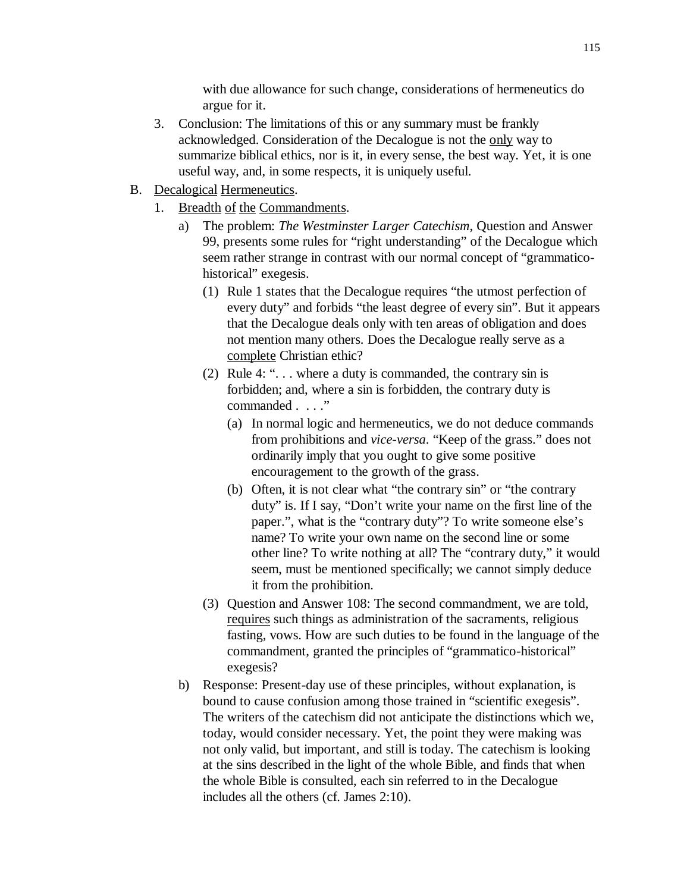with due allowance for such change, considerations of hermeneutics do argue for it.

3. Conclusion: The limitations of this or any summary must be frankly acknowledged. Consideration of the Decalogue is not the only way to summarize biblical ethics, nor is it, in every sense, the best way. Yet, it is one useful way, and, in some respects, it is uniquely useful.

B. Decalogical Hermeneutics.

1. Breadth of the Commandments.

   a) The problem: *The Westminster Larger Catechism*, Question and Answer 99, presents some rules for "right understanding" of the Decalogue which seem rather strange in contrast with our normal concept of "grammatico-historical" exegesis.

      (1) Rule 1 states that the Decalogue requires "the utmost perfection of every duty" and forbids "the least degree of every sin". But it appears that the Decalogue deals only with ten areas of obligation and does not mention many others. Does the Decalogue really serve as a complete Christian ethic?

      (2) Rule 4: ". . . where a duty is commanded, the contrary sin is forbidden; and, where a sin is forbidden, the contrary duty is commanded . . . ."

         (a) In normal logic and hermeneutics, we do not deduce commands from prohibitions and *vice-versa*. "Keep of the grass." does not ordinarily imply that you ought to give some positive encouragement to the growth of the grass.

         (b) Often, it is not clear what "the contrary sin" or "the contrary duty" is. If I say, "Don't write your name on the first line of the paper.", what is the "contrary duty"? To write someone else's name? To write your own name on the second line or some other line? To write nothing at all? The "contrary duty," it would seem, must be mentioned specifically; we cannot simply deduce it from the prohibition.

      (3) Question and Answer 108: The second commandment, we are told, requires such things as administration of the sacraments, religious fasting, vows. How are such duties to be found in the language of the commandment, granted the principles of "grammatico-historical" exegesis?

   b) Response: Present-day use of these principles, without explanation, is bound to cause confusion among those trained in "scientific exegesis". The writers of the catechism did not anticipate the distinctions which we, today, would consider necessary. Yet, the point they were making was not only valid, but important, and still is today. The catechism is looking at the sins described in the light of the whole Bible, and finds that when the whole Bible is consulted, each sin referred to in the Decalogue includes all the others (cf. James 2:10).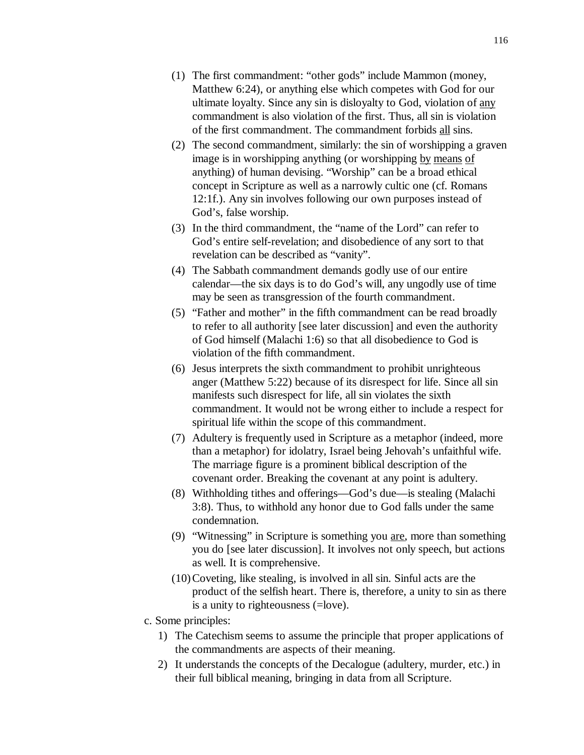(1) The first commandment: “other gods” include Mammon (money, Matthew 6:24), or anything else which competes with God for our ultimate loyalty. Since any sin is disloyalty to God, violation of <u>any</u> commandment is also violation of the first. Thus, all sin is violation of the first commandment. The commandment forbids <u>all</u> sins.

(2) The second commandment, similarly: the sin of worshipping a graven image is in worshipping anything (or worshipping <u>by means of</u> anything) of human devising. “Worship” can be a broad ethical concept in Scripture as well as a narrowly cultic one (cf. Romans 12:1f.). Any sin involves following our own purposes instead of God’s, false worship.

(3) In the third commandment, the “name of the Lord” can refer to God’s entire self-revelation; and disobedience of any sort to that revelation can be described as “vanity”.

(4) The Sabbath commandment demands godly use of our entire calendar—the six days is to do God’s will, any ungodly use of time may be seen as transgression of the fourth commandment.

(5) “Father and mother” in the fifth commandment can be read broadly to refer to all authority [see later discussion] and even the authority of God himself (Malachi 1:6) so that all disobedience to God is violation of the fifth commandment.

(6) Jesus interprets the sixth commandment to prohibit unrighteous anger (Matthew 5:22) because of its disrespect for life. Since all sin manifests such disrespect for life, all sin violates the sixth commandment. It would not be wrong either to include a respect for spiritual life within the scope of this commandment.

(7) Adultery is frequently used in Scripture as a metaphor (indeed, more than a metaphor) for idolatry, Israel being Jehovah’s unfaithful wife. The marriage figure is a prominent biblical description of the covenant order. Breaking the covenant at any point is adultery.

(8) Withholding tithes and offerings—God’s due—is stealing (Malachi 3:8). Thus, to withhold any honor due to God falls under the same condemnation.

(9) “Witnessing” in Scripture is something you <u>are</u>, more than something you do [see later discussion]. It involves not only speech, but actions as well. It is comprehensive.

(10) Coveting, like stealing, is involved in all sin. Sinful acts are the product of the selfish heart. There is, therefore, a unity to sin as there is a unity to righteousness (=love).

c. Some principles:

1) The Catechism seems to assume the principle that proper applications of the commandments are aspects of their meaning.

2) It understands the concepts of the Decalogue (adultery, murder, etc.) in their full biblical meaning, bringing in data from all Scripture.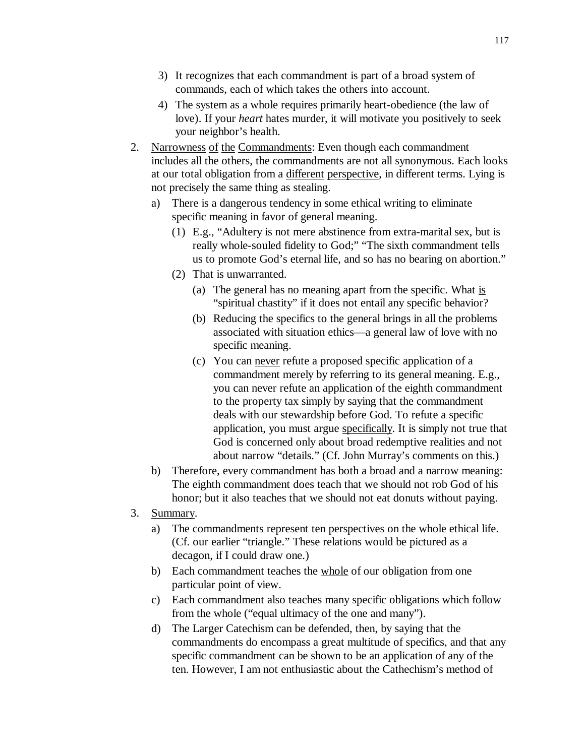3) It recognizes that each commandment is part of a broad system of commands, each of which takes the others into account.

4) The system as a whole requires primarily heart-obedience (the law of love). If your *heart* hates murder, it will motivate you positively to seek your neighbor's health.

2. Narrowness of the Commandments: Even though each commandment includes all the others, the commandments are not all synonymous. Each looks at our total obligation from a different perspective, in different terms. Lying is not precisely the same thing as stealing.

   a) There is a dangerous tendency in some ethical writing to eliminate specific meaning in favor of general meaning.

      (1) E.g., "Adultery is not mere abstinence from extra-marital sex, but is really whole-souled fidelity to God;" "The sixth commandment tells us to promote God's eternal life, and so has no bearing on abortion."

      (2) That is unwarranted.

         (a) The general has no meaning apart from the specific. What is "spiritual chastity" if it does not entail any specific behavior?

         (b) Reducing the specifics to the general brings in all the problems associated with situation ethics—a general law of love with no specific meaning.

         (c) You can never refute a proposed specific application of a commandment merely by referring to its general meaning. E.g., you can never refute an application of the eighth commandment to the property tax simply by saying that the commandment deals with our stewardship before God. To refute a specific application, you must argue specifically. It is simply not true that God is concerned only about broad redemptive realities and not about narrow "details." (Cf. John Murray's comments on this.)

   b) Therefore, every commandment has both a broad and a narrow meaning: The eighth commandment does teach that we should not rob God of his honor; but it also teaches that we should not eat donuts without paying.

3. Summary.

   a) The commandments represent ten perspectives on the whole ethical life. (Cf. our earlier "triangle." These relations would be pictured as a decagon, if I could draw one.)

   b) Each commandment teaches the whole of our obligation from one particular point of view.

   c) Each commandment also teaches many specific obligations which follow from the whole ("equal ultimacy of the one and many").

   d) The Larger Catechism can be defended, then, by saying that the commandments do encompass a great multitude of specifics, and that any specific commandment can be shown to be an application of any of the ten. However, I am not enthusiastic about the Cathechism's method of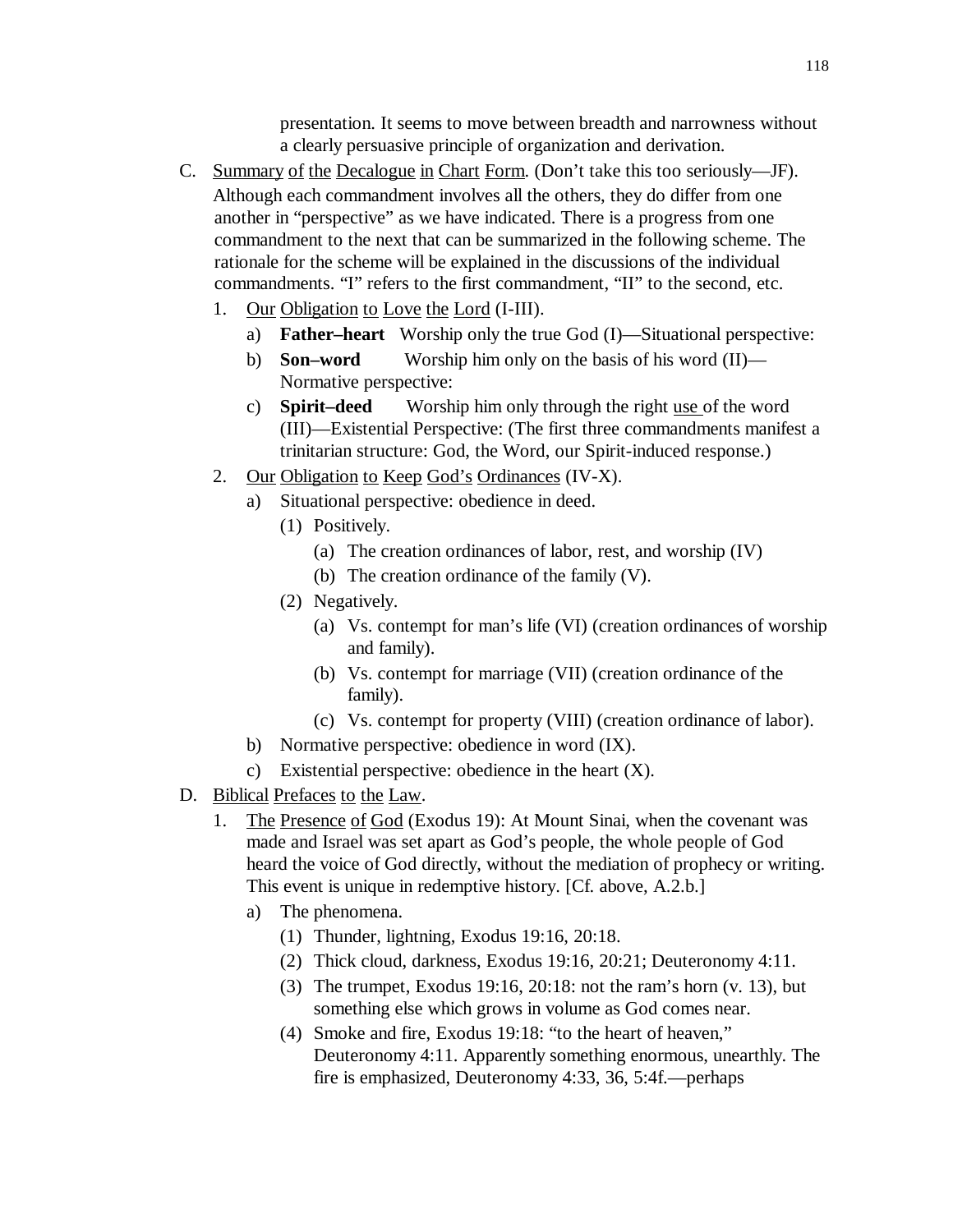presentation. It seems to move between breadth and narrowness without a clearly persuasive principle of organization and derivation.

C. Summary of the Decalogue in Chart Form. (Don't take this too seriously—JF). Although each commandment involves all the others, they do differ from one another in "perspective" as we have indicated. There is a progress from one commandment to the next that can be summarized in the following scheme. The rationale for the scheme will be explained in the discussions of the individual commandments. "I" refers to the first commandment, "II" to the second, etc.

   1. Our Obligation to Love the Lord (I-III).
      a) **Father–heart** Worship only the true God (I)—Situational perspective:
      b) **Son–word** Worship him only on the basis of his word (II)—Normative perspective:
      c) **Spirit–deed** Worship him only through the right use of the word (III)—Existential Perspective: (The first three commandments manifest a trinitarian structure: God, the Word, our Spirit-induced response.)
   2. Our Obligation to Keep God's Ordinances (IV-X).
      a) Situational perspective: obedience in deed.
         (1) Positively.
            (a) The creation ordinances of labor, rest, and worship (IV)
            (b) The creation ordinance of the family (V).
         (2) Negatively.
            (a) Vs. contempt for man's life (VI) (creation ordinances of worship and family).
            (b) Vs. contempt for marriage (VII) (creation ordinance of the family).
            (c) Vs. contempt for property (VIII) (creation ordinance of labor).
      b) Normative perspective: obedience in word (IX).
      c) Existential perspective: obedience in the heart (X).

D. Biblical Prefaces to the Law.
   1. The Presence of God (Exodus 19): At Mount Sinai, when the covenant was made and Israel was set apart as God's people, the whole people of God heard the voice of God directly, without the mediation of prophecy or writing. This event is unique in redemptive history. [Cf. above, A.2.b.]
      a) The phenomena.
         (1) Thunder, lightning, Exodus 19:16, 20:18.
         (2) Thick cloud, darkness, Exodus 19:16, 20:21; Deuteronomy 4:11.
         (3) The trumpet, Exodus 19:16, 20:18: not the ram's horn (v. 13), but something else which grows in volume as God comes near.
         (4) Smoke and fire, Exodus 19:18: "to the heart of heaven," Deuteronomy 4:11. Apparently something enormous, unearthly. The fire is emphasized, Deuteronomy 4:33, 36, 5:4f.—perhaps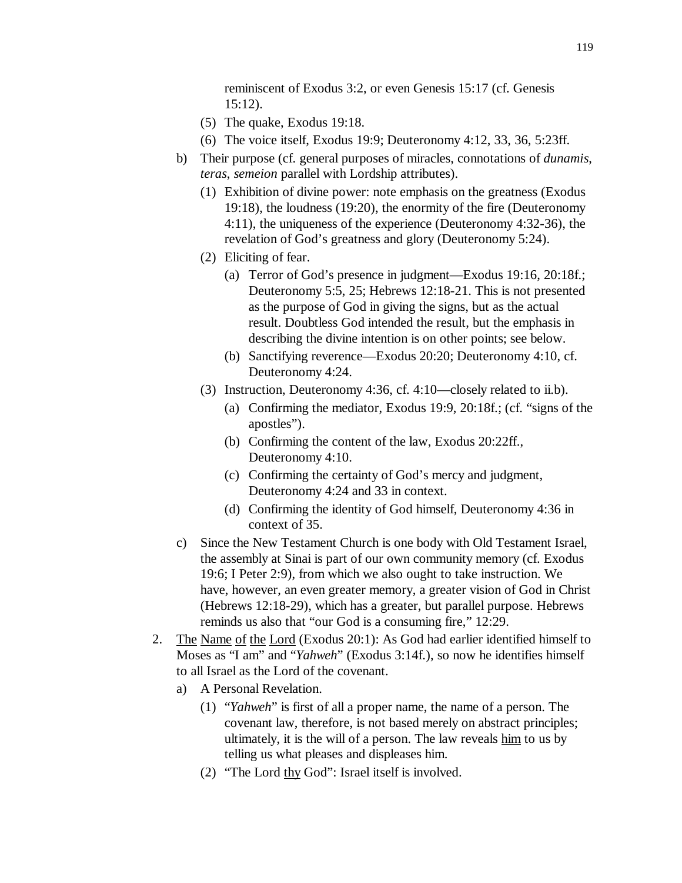reminiscent of Exodus 3:2, or even Genesis 15:17 (cf. Genesis 15:12).

(5) The quake, Exodus 19:18.

(6) The voice itself, Exodus 19:9; Deuteronomy 4:12, 33, 36, 5:23ff.

b) Their purpose (cf. general purposes of miracles, connotations of *dunamis*, *teras*, *semeion* parallel with Lordship attributes).

(1) Exhibition of divine power: note emphasis on the greatness (Exodus 19:18), the loudness (19:20), the enormity of the fire (Deuteronomy 4:11), the uniqueness of the experience (Deuteronomy 4:32-36), the revelation of God's greatness and glory (Deuteronomy 5:24).

(2) Eliciting of fear.

(a) Terror of God's presence in judgment—Exodus 19:16, 20:18f.; Deuteronomy 5:5, 25; Hebrews 12:18-21. This is not presented as the purpose of God in giving the signs, but as the actual result. Doubtless God intended the result, but the emphasis in describing the divine intention is on other points; see below.

(b) Sanctifying reverence—Exodus 20:20; Deuteronomy 4:10, cf. Deuteronomy 4:24.

(3) Instruction, Deuteronomy 4:36, cf. 4:10—closely related to ii.b).

(a) Confirming the mediator, Exodus 19:9, 20:18f.; (cf. "signs of the apostles").

(b) Confirming the content of the law, Exodus 20:22ff., Deuteronomy 4:10.

(c) Confirming the certainty of God's mercy and judgment, Deuteronomy 4:24 and 33 in context.

(d) Confirming the identity of God himself, Deuteronomy 4:36 in context of 35.

c) Since the New Testament Church is one body with Old Testament Israel, the assembly at Sinai is part of our own community memory (cf. Exodus 19:6; I Peter 2:9), from which we also ought to take instruction. We have, however, an even greater memory, a greater vision of God in Christ (Hebrews 12:18-29), which has a greater, but parallel purpose. Hebrews reminds us also that "our God is a consuming fire," 12:29.

2. The Name of the Lord (Exodus 20:1): As God had earlier identified himself to Moses as "I am" and "*Yahweh*" (Exodus 3:14f.), so now he identifies himself to all Israel as the Lord of the covenant.

a) A Personal Revelation.

(1) "*Yahweh*" is first of all a proper name, the name of a person. The covenant law, therefore, is not based merely on abstract principles; ultimately, it is the will of a person. The law reveals him to us by telling us what pleases and displeases him.

(2) "The Lord thy God": Israel itself is involved.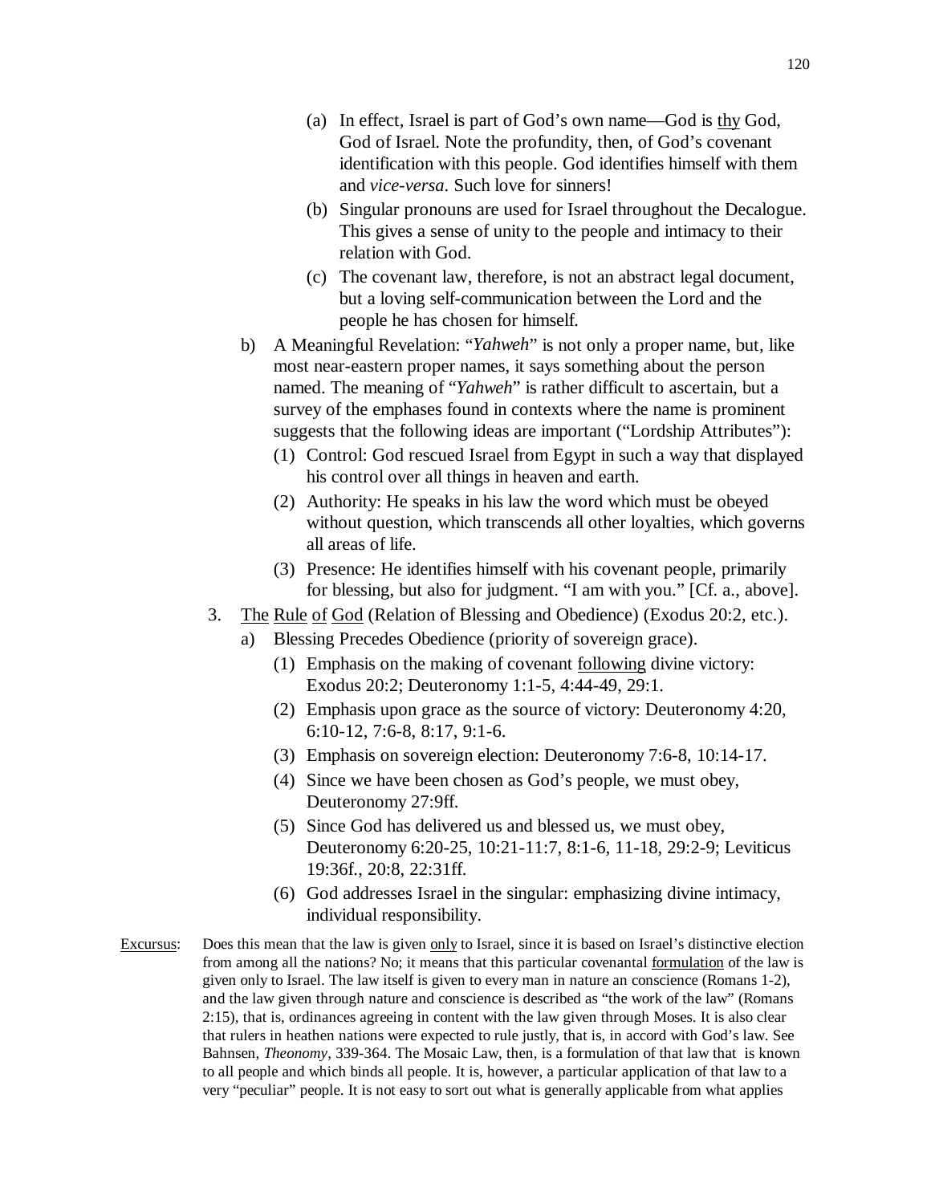(a) In effect, Israel is part of God's own name—God is <u>thy</u> God, God of Israel. Note the profundity, then, of God's covenant identification with this people. God identifies himself with them and *vice-versa*. Such love for sinners!

(b) Singular pronouns are used for Israel throughout the Decalogue. This gives a sense of unity to the people and intimacy to their relation with God.

(c) The covenant law, therefore, is not an abstract legal document, but a loving self-communication between the Lord and the people he has chosen for himself.

b) A Meaningful Revelation: "*Yahweh*" is not only a proper name, but, like most near-eastern proper names, it says something about the person named. The meaning of "*Yahweh*" is rather difficult to ascertain, but a survey of the emphases found in contexts where the name is prominent suggests that the following ideas are important ("Lordship Attributes"):

(1) Control: God rescued Israel from Egypt in such a way that displayed his control over all things in heaven and earth.

(2) Authority: He speaks in his law the word which must be obeyed without question, which transcends all other loyalties, which governs all areas of life.

(3) Presence: He identifies himself with his covenant people, primarily for blessing, but also for judgment. "I am with you." [Cf. a., above].

3. <u>The</u> <u>Rule</u> <u>of</u> <u>God</u> (Relation of Blessing and Obedience) (Exodus 20:2, etc.).

a) Blessing Precedes Obedience (priority of sovereign grace).

(1) Emphasis on the making of covenant <u>following</u> divine victory: Exodus 20:2; Deuteronomy 1:1-5, 4:44-49, 29:1.

(2) Emphasis upon grace as the source of victory: Deuteronomy 4:20, 6:10-12, 7:6-8, 8:17, 9:1-6.

(3) Emphasis on sovereign election: Deuteronomy 7:6-8, 10:14-17.

(4) Since we have been chosen as God's people, we must obey, Deuteronomy 27:9ff.

(5) Since God has delivered us and blessed us, we must obey, Deuteronomy 6:20-25, 10:21-11:7, 8:1-6, 11-18, 29:2-9; Leviticus 19:36f., 20:8, 22:31ff.

(6) God addresses Israel in the singular: emphasizing divine intimacy, individual responsibility.

<u>Excursus</u>: Does this mean that the law is given <u>only</u> to Israel, since it is based on Israel's distinctive election from among all the nations? No; it means that this particular covenantal <u>formulation</u> of the law is given only to Israel. The law itself is given to every man in nature an conscience (Romans 1-2), and the law given through nature and conscience is described as "the work of the law" (Romans 2:15), that is, ordinances agreeing in content with the law given through Moses. It is also clear that rulers in heathen nations were expected to rule justly, that is, in accord with God's law. See Bahnsen, *Theonomy*, 339-364. The Mosaic Law, then, is a formulation of that law that is known to all people and which binds all people. It is, however, a particular application of that law to a very "peculiar" people. It is not easy to sort out what is generally applicable from what applies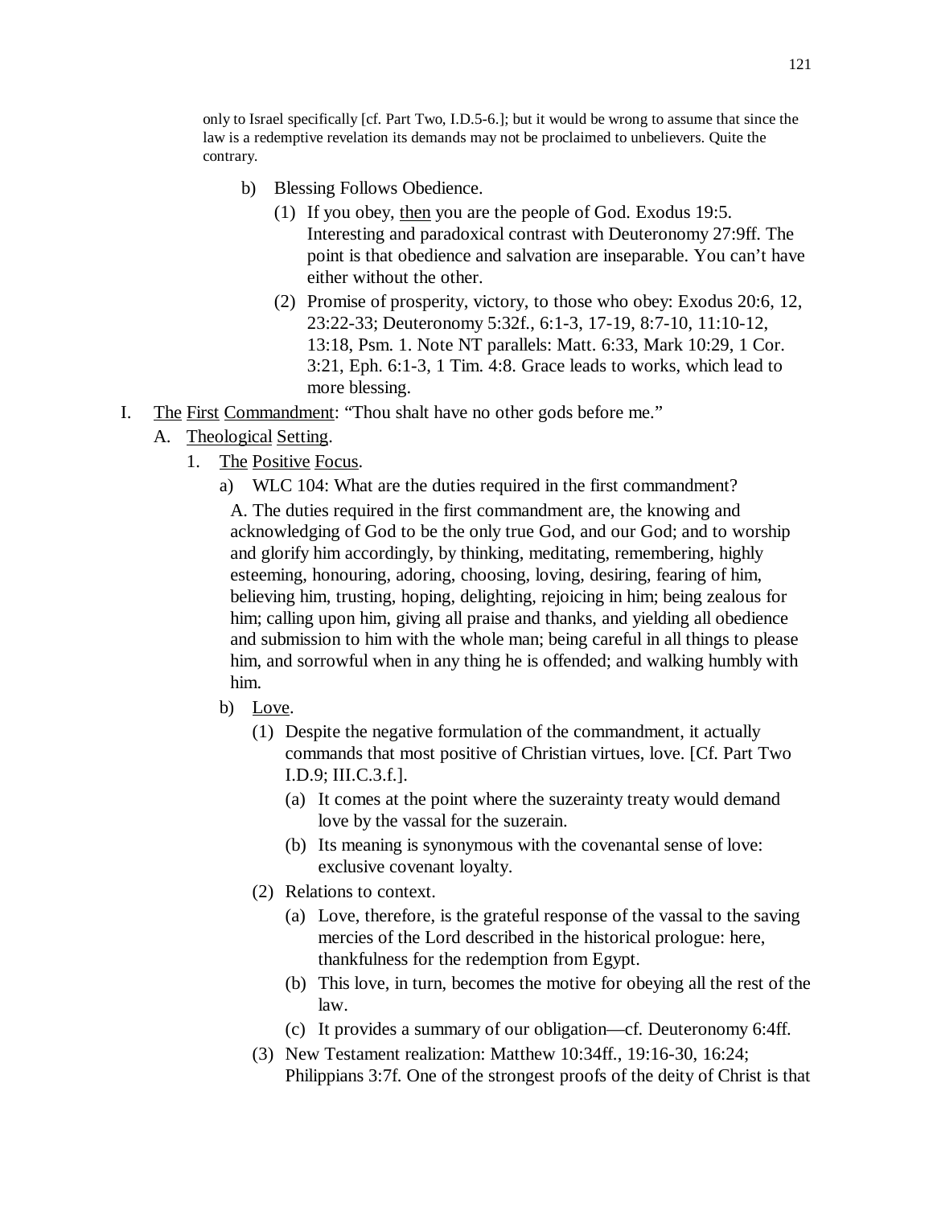only to Israel specifically [cf. Part Two, I.D.5-6.]; but it would be wrong to assume that since the law is a redemptive revelation its demands may not be proclaimed to unbelievers. Quite the contrary.

- b) Blessing Follows Obedience.
  - (1) If you obey, <u>then</u> you are the people of God. Exodus 19:5. Interesting and paradoxical contrast with Deuteronomy 27:9ff. The point is that obedience and salvation are inseparable. You can't have either without the other.
  - (2) Promise of prosperity, victory, to those who obey: Exodus 20:6, 12, 23:22-33; Deuteronomy 5:32f., 6:1-3, 17-19, 8:7-10, 11:10-12, 13:18, Psm. 1. Note NT parallels: Matt. 6:33, Mark 10:29, 1 Cor. 3:21, Eph. 6:1-3, 1 Tim. 4:8. Grace leads to works, which lead to more blessing.

I. <u>The</u> <u>First</u> <u>Commandment</u>: "Thou shalt have no other gods before me."

- A. <u>Theological</u> <u>Setting</u>.
  - 1. <u>The</u> <u>Positive</u> <u>Focus</u>.
    - a) WLC 104: What are the duties required in the first commandment?

      A. The duties required in the first commandment are, the knowing and acknowledging of God to be the only true God, and our God; and to worship and glorify him accordingly, by thinking, meditating, remembering, highly esteeming, honouring, adoring, choosing, loving, desiring, fearing of him, believing him, trusting, hoping, delighting, rejoicing in him; being zealous for him; calling upon him, giving all praise and thanks, and yielding all obedience and submission to him with the whole man; being careful in all things to please him, and sorrowful when in any thing he is offended; and walking humbly with him.
    - b) <u>Love</u>.
      - (1) Despite the negative formulation of the commandment, it actually commands that most positive of Christian virtues, love. [Cf. Part Two I.D.9; III.C.3.f.].
        - (a) It comes at the point where the suzerainty treaty would demand love by the vassal for the suzerain.
        - (b) Its meaning is synonymous with the covenantal sense of love: exclusive covenant loyalty.
      - (2) Relations to context.
        - (a) Love, therefore, is the grateful response of the vassal to the saving mercies of the Lord described in the historical prologue: here, thankfulness for the redemption from Egypt.
        - (b) This love, in turn, becomes the motive for obeying all the rest of the law.
        - (c) It provides a summary of our obligation—cf. Deuteronomy 6:4ff.
      - (3) New Testament realization: Matthew 10:34ff., 19:16-30, 16:24; Philippians 3:7f. One of the strongest proofs of the deity of Christ is that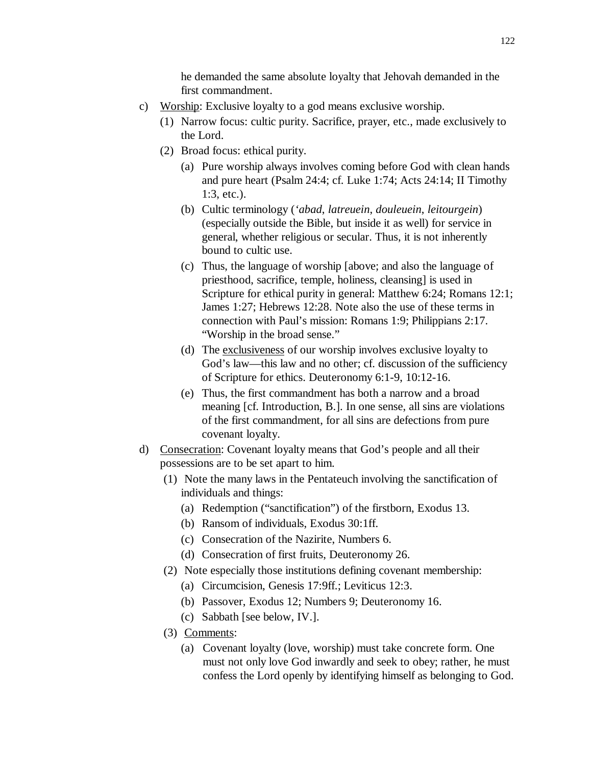he demanded the same absolute loyalty that Jehovah demanded in the first commandment.

c) <u>Worship</u>: Exclusive loyalty to a god means exclusive worship.
   (1) Narrow focus: cultic purity. Sacrifice, prayer, etc., made exclusively to the Lord.
   (2) Broad focus: ethical purity.
      (a) Pure worship always involves coming before God with clean hands and pure heart (Psalm 24:4; cf. Luke 1:74; Acts 24:14; II Timothy 1:3, etc.).
      (b) Cultic terminology (*'abad*, *latreuein*, *douleuein*, *leitourgein*) (especially outside the Bible, but inside it as well) for service in general, whether religious or secular. Thus, it is not inherently bound to cultic use.
      (c) Thus, the language of worship [above; and also the language of priesthood, sacrifice, temple, holiness, cleansing] is used in Scripture for ethical purity in general: Matthew 6:24; Romans 12:1; James 1:27; Hebrews 12:28. Note also the use of these terms in connection with Paul's mission: Romans 1:9; Philippians 2:17. "Worship in the broad sense."
      (d) The <u>exclusiveness</u> of our worship involves exclusive loyalty to God's law—this law and no other; cf. discussion of the sufficiency of Scripture for ethics. Deuteronomy 6:1-9, 10:12-16.
      (e) Thus, the first commandment has both a narrow and a broad meaning [cf. Introduction, B.]. In one sense, all sins are violations of the first commandment, for all sins are defections from pure covenant loyalty.

d) <u>Consecration</u>: Covenant loyalty means that God's people and all their possessions are to be set apart to him.
   (1) Note the many laws in the Pentateuch involving the sanctification of individuals and things:
      (a) Redemption ("sanctification") of the firstborn, Exodus 13.
      (b) Ransom of individuals, Exodus 30:1ff.
      (c) Consecration of the Nazirite, Numbers 6.
      (d) Consecration of first fruits, Deuteronomy 26.
   (2) Note especially those institutions defining covenant membership:
      (a) Circumcision, Genesis 17:9ff.; Leviticus 12:3.
      (b) Passover, Exodus 12; Numbers 9; Deuteronomy 16.
      (c) Sabbath [see below, IV.].
   (3) <u>Comments</u>:
      (a) Covenant loyalty (love, worship) must take concrete form. One must not only love God inwardly and seek to obey; rather, he must confess the Lord openly by identifying himself as belonging to God.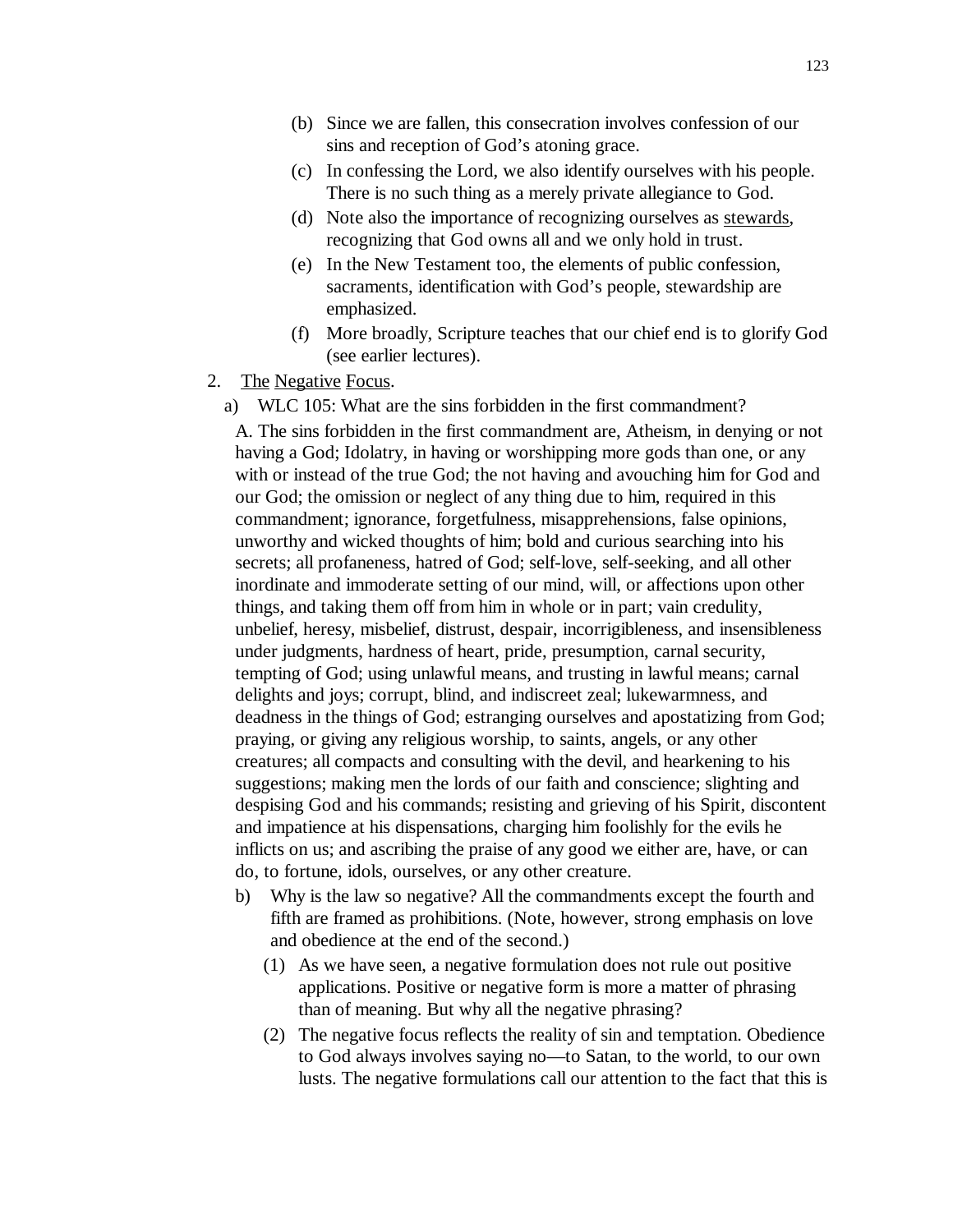(b) Since we are fallen, this consecration involves confession of our sins and reception of God's atoning grace.

(c) In confessing the Lord, we also identify ourselves with his people. There is no such thing as a merely private allegiance to God.

(d) Note also the importance of recognizing ourselves as <u>stewards</u>, recognizing that God owns all and we only hold in trust.

(e) In the New Testament too, the elements of public confession, sacraments, identification with God's people, stewardship are emphasized.

(f) More broadly, Scripture teaches that our chief end is to glorify God (see earlier lectures).

2. <u>The</u> <u>Negative</u> <u>Focus</u>.

a) WLC 105: What are the sins forbidden in the first commandment?

A. The sins forbidden in the first commandment are, Atheism, in denying or not having a God; Idolatry, in having or worshipping more gods than one, or any with or instead of the true God; the not having and avouching him for God and our God; the omission or neglect of any thing due to him, required in this commandment; ignorance, forgetfulness, misapprehensions, false opinions, unworthy and wicked thoughts of him; bold and curious searching into his secrets; all profaneness, hatred of God; self-love, self-seeking, and all other inordinate and immoderate setting of our mind, will, or affections upon other things, and taking them off from him in whole or in part; vain credulity, unbelief, heresy, misbelief, distrust, despair, incorrigibleness, and insensibleness under judgments, hardness of heart, pride, presumption, carnal security, tempting of God; using unlawful means, and trusting in lawful means; carnal delights and joys; corrupt, blind, and indiscreet zeal; lukewarmness, and deadness in the things of God; estranging ourselves and apostatizing from God; praying, or giving any religious worship, to saints, angels, or any other creatures; all compacts and consulting with the devil, and hearkening to his suggestions; making men the lords of our faith and conscience; slighting and despising God and his commands; resisting and grieving of his Spirit, discontent and impatience at his dispensations, charging him foolishly for the evils he inflicts on us; and ascribing the praise of any good we either are, have, or can do, to fortune, idols, ourselves, or any other creature.

b) Why is the law so negative? All the commandments except the fourth and fifth are framed as prohibitions. (Note, however, strong emphasis on love and obedience at the end of the second.)

(1) As we have seen, a negative formulation does not rule out positive applications. Positive or negative form is more a matter of phrasing than of meaning. But why all the negative phrasing?

(2) The negative focus reflects the reality of sin and temptation. Obedience to God always involves saying no—to Satan, to the world, to our own lusts. The negative formulations call our attention to the fact that this is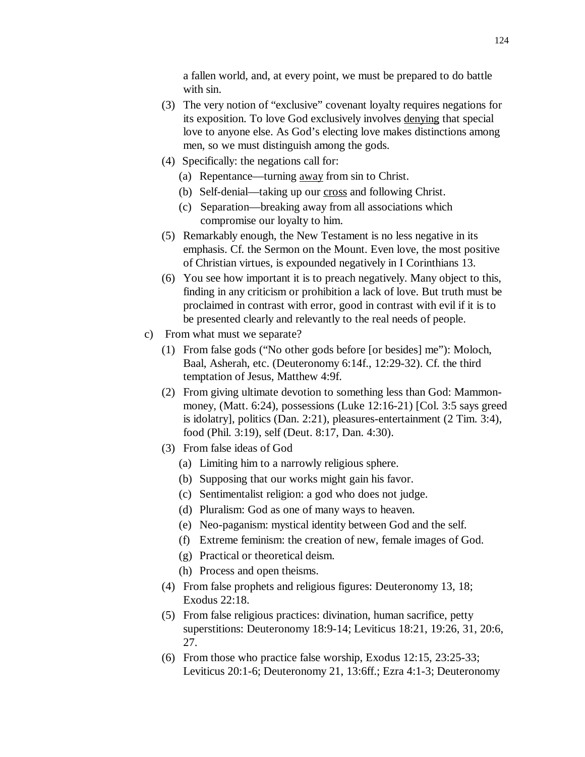a fallen world, and, at every point, we must be prepared to do battle with sin.

(3) The very notion of "exclusive" covenant loyalty requires negations for its exposition. To love God exclusively involves <u>denying</u> that special love to anyone else. As God's electing love makes distinctions among men, so we must distinguish among the gods.

(4) Specifically: the negations call for:

  (a) Repentance—turning <u>away</u> from sin to Christ.

  (b) Self-denial—taking up our <u>cross</u> and following Christ.

  (c) Separation—breaking away from all associations which compromise our loyalty to him.

(5) Remarkably enough, the New Testament is no less negative in its emphasis. Cf. the Sermon on the Mount. Even love, the most positive of Christian virtues, is expounded negatively in I Corinthians 13.

(6) You see how important it is to preach negatively. Many object to this, finding in any criticism or prohibition a lack of love. But truth must be proclaimed in contrast with error, good in contrast with evil if it is to be presented clearly and relevantly to the real needs of people.

c) From what must we separate?

(1) From false gods ("No other gods before [or besides] me"): Moloch, Baal, Asherah, etc. (Deuteronomy 6:14f., 12:29-32). Cf. the third temptation of Jesus, Matthew 4:9f.

(2) From giving ultimate devotion to something less than God: Mammon-money, (Matt. 6:24), possessions (Luke 12:16-21) [Col. 3:5 says greed is idolatry], politics (Dan. 2:21), pleasures-entertainment (2 Tim. 3:4), food (Phil. 3:19), self (Deut. 8:17, Dan. 4:30).

(3) From false ideas of God

  (a) Limiting him to a narrowly religious sphere.

  (b) Supposing that our works might gain his favor.

  (c) Sentimentalist religion: a god who does not judge.

  (d) Pluralism: God as one of many ways to heaven.

  (e) Neo-paganism: mystical identity between God and the self.

  (f) Extreme feminism: the creation of new, female images of God.

  (g) Practical or theoretical deism.

  (h) Process and open theisms.

(4) From false prophets and religious figures: Deuteronomy 13, 18; Exodus 22:18.

(5) From false religious practices: divination, human sacrifice, petty superstitions: Deuteronomy 18:9-14; Leviticus 18:21, 19:26, 31, 20:6, 27.

(6) From those who practice false worship, Exodus 12:15, 23:25-33; Leviticus 20:1-6; Deuteronomy 21, 13:6ff.; Ezra 4:1-3; Deuteronomy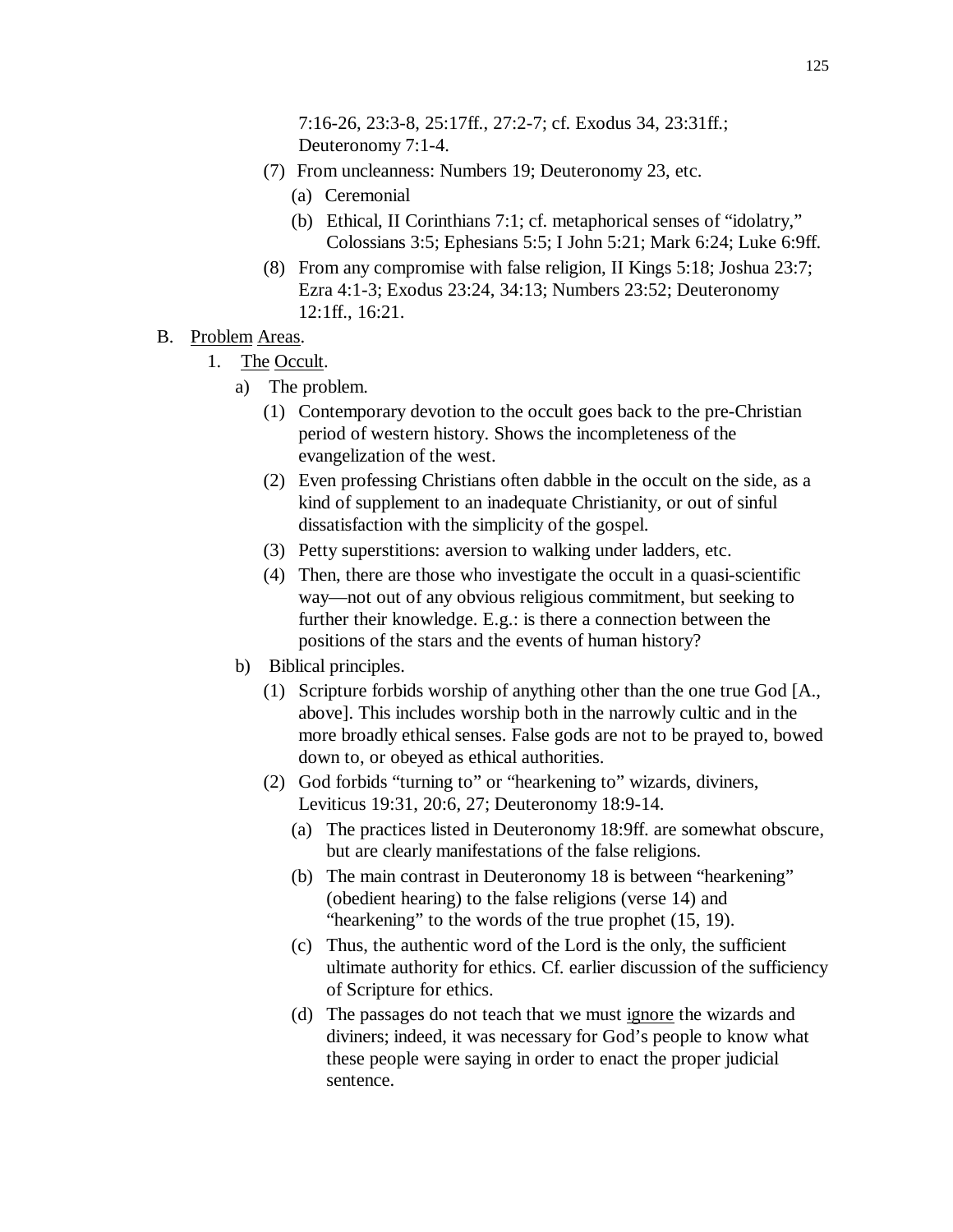7:16-26, 23:3-8, 25:17ff., 27:2-7; cf. Exodus 34, 23:31ff.; Deuteronomy 7:1-4.

   (7) From uncleanness: Numbers 19; Deuteronomy 23, etc.
      (a) Ceremonial
      (b) Ethical, II Corinthians 7:1; cf. metaphorical senses of "idolatry," Colossians 3:5; Ephesians 5:5; I John 5:21; Mark 6:24; Luke 6:9ff.

   (8) From any compromise with false religion, II Kings 5:18; Joshua 23:7; Ezra 4:1-3; Exodus 23:24, 34:13; Numbers 23:52; Deuteronomy 12:1ff., 16:21.

B. Problem Areas.

   1. The Occult.

      a) The problem.
         (1) Contemporary devotion to the occult goes back to the pre-Christian period of western history. Shows the incompleteness of the evangelization of the west.
         (2) Even professing Christians often dabble in the occult on the side, as a kind of supplement to an inadequate Christianity, or out of sinful dissatisfaction with the simplicity of the gospel.
         (3) Petty superstitions: aversion to walking under ladders, etc.
         (4) Then, there are those who investigate the occult in a quasi-scientific way—not out of any obvious religious commitment, but seeking to further their knowledge. E.g.: is there a connection between the positions of the stars and the events of human history?

      b) Biblical principles.
         (1) Scripture forbids worship of anything other than the one true God [A., above]. This includes worship both in the narrowly cultic and in the more broadly ethical senses. False gods are not to be prayed to, bowed down to, or obeyed as ethical authorities.
         (2) God forbids "turning to" or "hearkening to" wizards, diviners, Leviticus 19:31, 20:6, 27; Deuteronomy 18:9-14.
            (a) The practices listed in Deuteronomy 18:9ff. are somewhat obscure, but are clearly manifestations of the false religions.
            (b) The main contrast in Deuteronomy 18 is between "hearkening" (obedient hearing) to the false religions (verse 14) and "hearkening" to the words of the true prophet (15, 19).
            (c) Thus, the authentic word of the Lord is the only, the sufficient ultimate authority for ethics. Cf. earlier discussion of the sufficiency of Scripture for ethics.
            (d) The passages do not teach that we must <u>ignore</u> the wizards and diviners; indeed, it was necessary for God's people to know what these people were saying in order to enact the proper judicial sentence.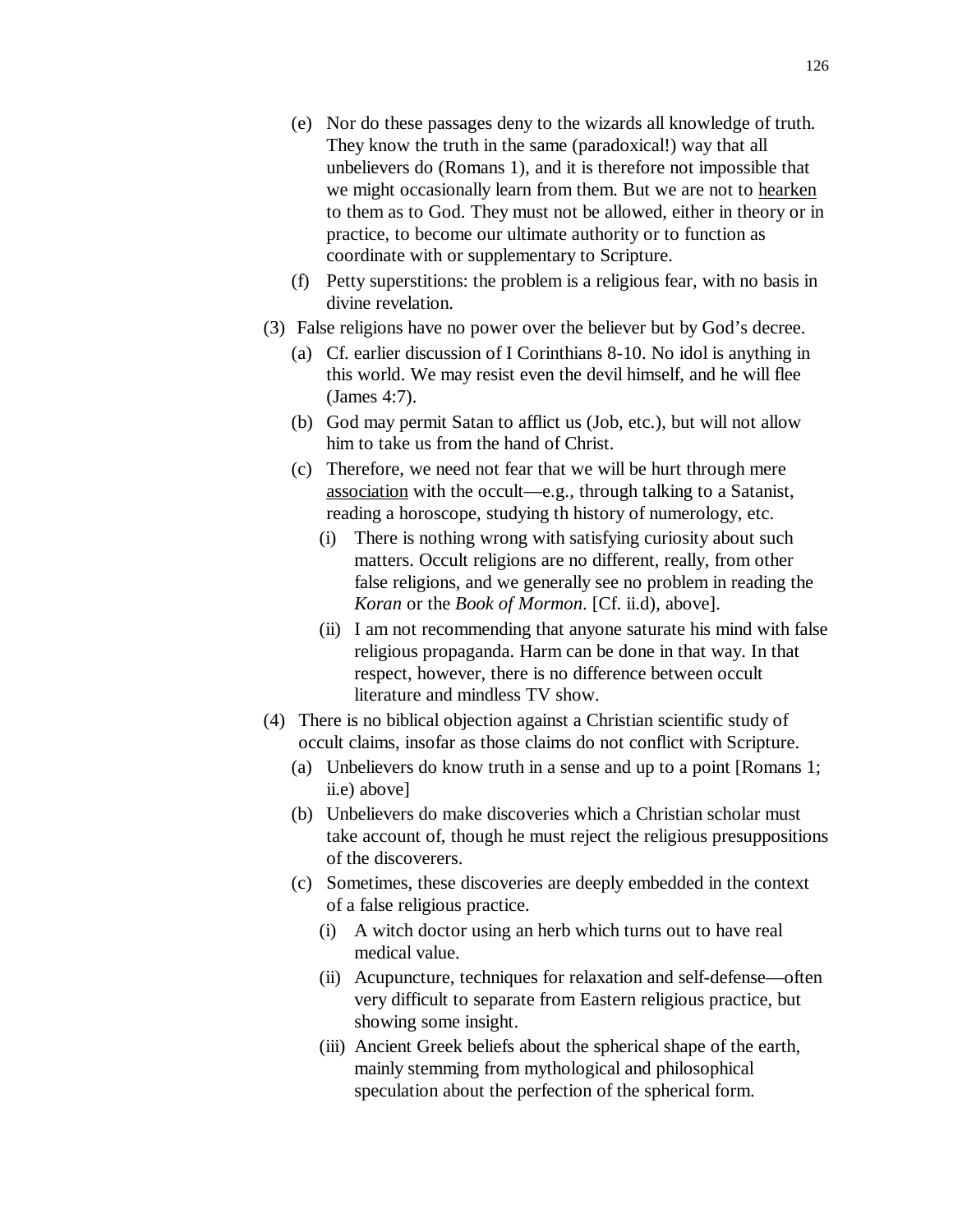(e) Nor do these passages deny to the wizards all knowledge of truth. They know the truth in the same (paradoxical!) way that all unbelievers do (Romans 1), and it is therefore not impossible that we might occasionally learn from them. But we are not to <u>hearken</u> to them as to God. They must not be allowed, either in theory or in practice, to become our ultimate authority or to function as coordinate with or supplementary to Scripture.

(f) Petty superstitions: the problem is a religious fear, with no basis in divine revelation.

(3) False religions have no power over the believer but by God's decree.

(a) Cf. earlier discussion of I Corinthians 8-10. No idol is anything in this world. We may resist even the devil himself, and he will flee (James 4:7).

(b) God may permit Satan to afflict us (Job, etc.), but will not allow him to take us from the hand of Christ.

(c) Therefore, we need not fear that we will be hurt through mere <u>association</u> with the occult—e.g., through talking to a Satanist, reading a horoscope, studying th history of numerology, etc.

(i) There is nothing wrong with satisfying curiosity about such matters. Occult religions are no different, really, from other false religions, and we generally see no problem in reading the *Koran* or the *Book of Mormon*. [Cf. ii.d), above].

(ii) I am not recommending that anyone saturate his mind with false religious propaganda. Harm can be done in that way. In that respect, however, there is no difference between occult literature and mindless TV show.

(4) There is no biblical objection against a Christian scientific study of occult claims, insofar as those claims do not conflict with Scripture.

(a) Unbelievers do know truth in a sense and up to a point [Romans 1; ii.e) above]

(b) Unbelievers do make discoveries which a Christian scholar must take account of, though he must reject the religious presuppositions of the discoverers.

(c) Sometimes, these discoveries are deeply embedded in the context of a false religious practice.

(i) A witch doctor using an herb which turns out to have real medical value.

(ii) Acupuncture, techniques for relaxation and self-defense—often very difficult to separate from Eastern religious practice, but showing some insight.

(iii) Ancient Greek beliefs about the spherical shape of the earth, mainly stemming from mythological and philosophical speculation about the perfection of the spherical form.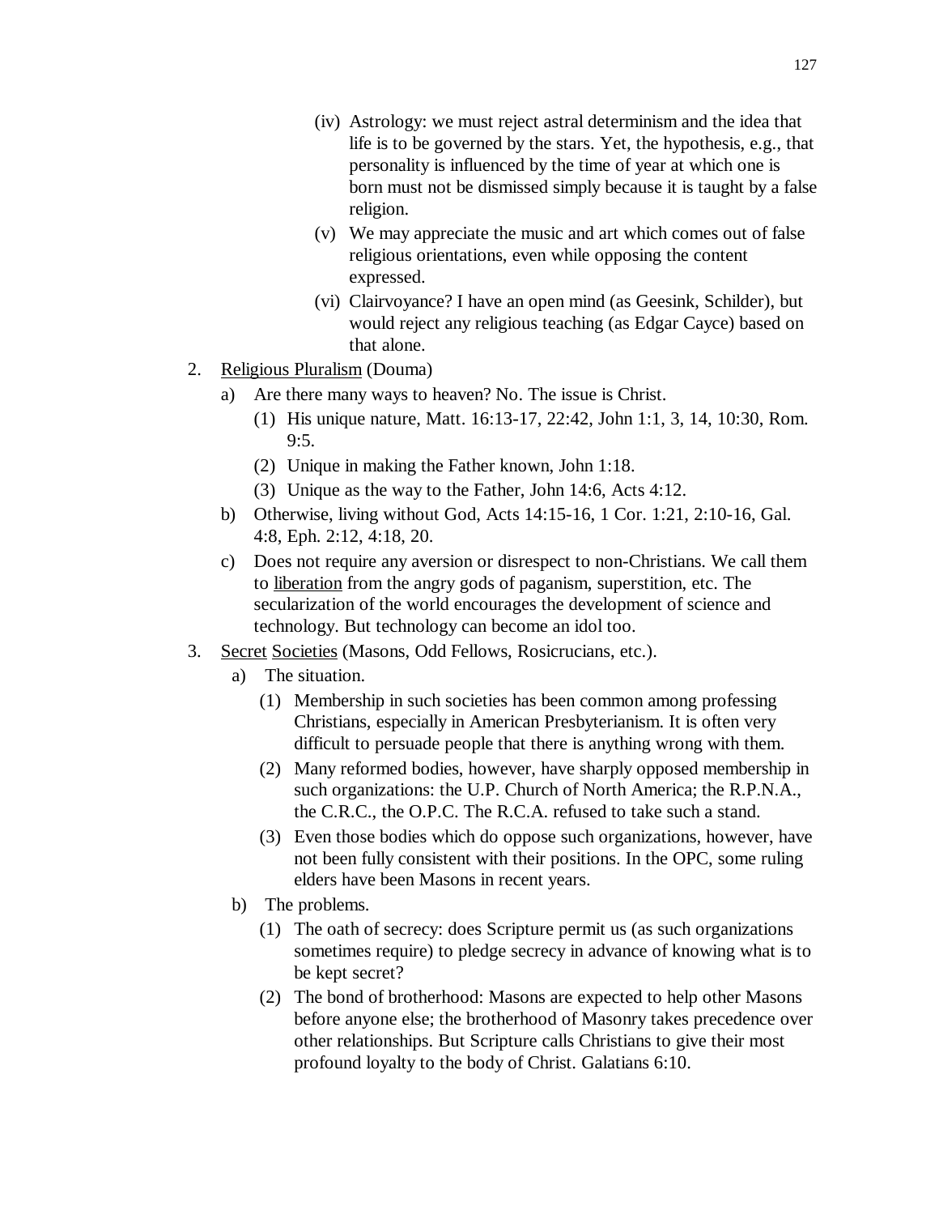- (iv) Astrology: we must reject astral determinism and the idea that life is to be governed by the stars. Yet, the hypothesis, e.g., that personality is influenced by the time of year at which one is born must not be dismissed simply because it is taught by a false religion.
- (v) We may appreciate the music and art which comes out of false religious orientations, even while opposing the content expressed.
- (vi) Clairvoyance? I have an open mind (as Geesink, Schilder), but would reject any religious teaching (as Edgar Cayce) based on that alone.

2. <u>Religious Pluralism</u> (Douma)
   - a) Are there many ways to heaven? No. The issue is Christ.
     - (1) His unique nature, Matt. 16:13-17, 22:42, John 1:1, 3, 14, 10:30, Rom. 9:5.
     - (2) Unique in making the Father known, John 1:18.
     - (3) Unique as the way to the Father, John 14:6, Acts 4:12.
   - b) Otherwise, living without God, Acts 14:15-16, 1 Cor. 1:21, 2:10-16, Gal. 4:8, Eph. 2:12, 4:18, 20.
   - c) Does not require any aversion or disrespect to non-Christians. We call them to <u>liberation</u> from the angry gods of paganism, superstition, etc. The secularization of the world encourages the development of science and technology. But technology can become an idol too.

3. <u>Secret</u> <u>Societies</u> (Masons, Odd Fellows, Rosicrucians, etc.).
   - a) The situation.
     - (1) Membership in such societies has been common among professing Christians, especially in American Presbyterianism. It is often very difficult to persuade people that there is anything wrong with them.
     - (2) Many reformed bodies, however, have sharply opposed membership in such organizations: the U.P. Church of North America; the R.P.N.A., the C.R.C., the O.P.C. The R.C.A. refused to take such a stand.
     - (3) Even those bodies which do oppose such organizations, however, have not been fully consistent with their positions. In the OPC, some ruling elders have been Masons in recent years.
   - b) The problems.
     - (1) The oath of secrecy: does Scripture permit us (as such organizations sometimes require) to pledge secrecy in advance of knowing what is to be kept secret?
     - (2) The bond of brotherhood: Masons are expected to help other Masons before anyone else; the brotherhood of Masonry takes precedence over other relationships. But Scripture calls Christians to give their most profound loyalty to the body of Christ. Galatians 6:10.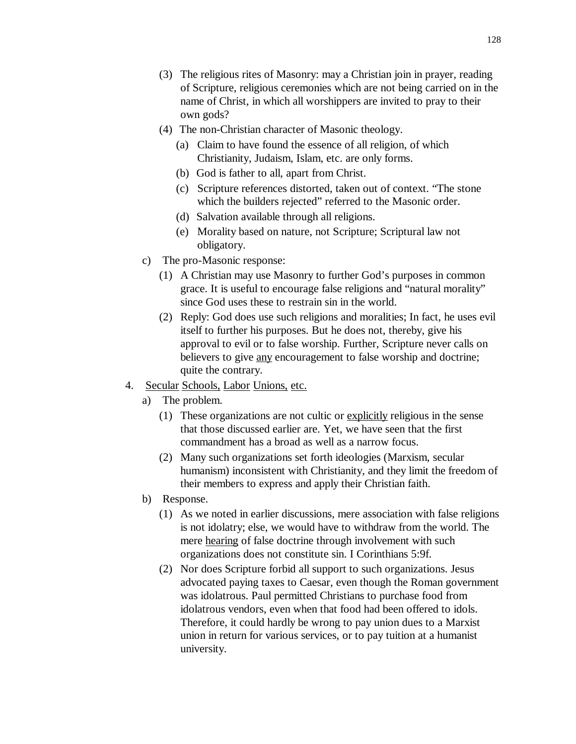(3) The religious rites of Masonry: may a Christian join in prayer, reading of Scripture, religious ceremonies which are not being carried on in the name of Christ, in which all worshippers are invited to pray to their own gods?

(4) The non-Christian character of Masonic theology.

   (a) Claim to have found the essence of all religion, of which Christianity, Judaism, Islam, etc. are only forms.

   (b) God is father to all, apart from Christ.

   (c) Scripture references distorted, taken out of context. "The stone which the builders rejected" referred to the Masonic order.

   (d) Salvation available through all religions.

   (e) Morality based on nature, not Scripture; Scriptural law not obligatory.

c) The pro-Masonic response:

(1) A Christian may use Masonry to further God's purposes in common grace. It is useful to encourage false religions and "natural morality" since God uses these to restrain sin in the world.

(2) Reply: God does use such religions and moralities; In fact, he uses evil itself to further his purposes. But he does not, thereby, give his approval to evil or to false worship. Further, Scripture never calls on believers to give <u>any</u> encouragement to false worship and doctrine; quite the contrary.

4. <u>Secular</u> <u>Schools,</u> <u>Labor</u> <u>Unions,</u> <u>etc.</u>

a) The problem.

(1) These organizations are not cultic or <u>explicitly</u> religious in the sense that those discussed earlier are. Yet, we have seen that the first commandment has a broad as well as a narrow focus.

(2) Many such organizations set forth ideologies (Marxism, secular humanism) inconsistent with Christianity, and they limit the freedom of their members to express and apply their Christian faith.

b) Response.

(1) As we noted in earlier discussions, mere association with false religions is not idolatry; else, we would have to withdraw from the world. The mere <u>hearing</u> of false doctrine through involvement with such organizations does not constitute sin. I Corinthians 5:9f.

(2) Nor does Scripture forbid all support to such organizations. Jesus advocated paying taxes to Caesar, even though the Roman government was idolatrous. Paul permitted Christians to purchase food from idolatrous vendors, even when that food had been offered to idols. Therefore, it could hardly be wrong to pay union dues to a Marxist union in return for various services, or to pay tuition at a humanist university.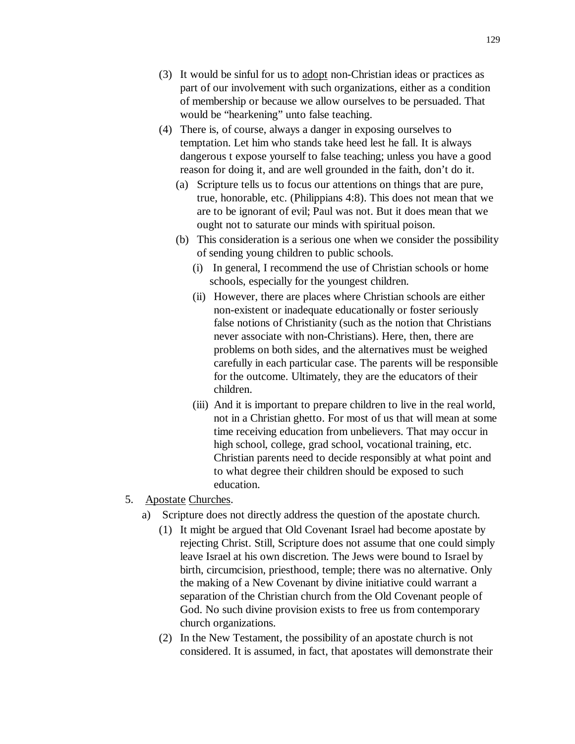(3) It would be sinful for us to <u>adopt</u> non-Christian ideas or practices as part of our involvement with such organizations, either as a condition of membership or because we allow ourselves to be persuaded. That would be "hearkening" unto false teaching.

(4) There is, of course, always a danger in exposing ourselves to temptation. Let him who stands take heed lest he fall. It is always dangerous t expose yourself to false teaching; unless you have a good reason for doing it, and are well grounded in the faith, don't do it.

  (a) Scripture tells us to focus our attentions on things that are pure, true, honorable, etc. (Philippians 4:8). This does not mean that we are to be ignorant of evil; Paul was not. But it does mean that we ought not to saturate our minds with spiritual poison.

  (b) This consideration is a serious one when we consider the possibility of sending young children to public schools.

    (i) In general, I recommend the use of Christian schools or home schools, especially for the youngest children.

    (ii) However, there are places where Christian schools are either non-existent or inadequate educationally or foster seriously false notions of Christianity (such as the notion that Christians never associate with non-Christians). Here, then, there are problems on both sides, and the alternatives must be weighed carefully in each particular case. The parents will be responsible for the outcome. Ultimately, they are the educators of their children.

    (iii) And it is important to prepare children to live in the real world, not in a Christian ghetto. For most of us that will mean at some time receiving education from unbelievers. That may occur in high school, college, grad school, vocational training, etc. Christian parents need to decide responsibly at what point and to what degree their children should be exposed to such education.

5. <u>Apostate</u> <u>Churches</u>.

  a) Scripture does not directly address the question of the apostate church.

    (1) It might be argued that Old Covenant Israel had become apostate by rejecting Christ. Still, Scripture does not assume that one could simply leave Israel at his own discretion. The Jews were bound to Israel by birth, circumcision, priesthood, temple; there was no alternative. Only the making of a New Covenant by divine initiative could warrant a separation of the Christian church from the Old Covenant people of God. No such divine provision exists to free us from contemporary church organizations.

    (2) In the New Testament, the possibility of an apostate church is not considered. It is assumed, in fact, that apostates will demonstrate their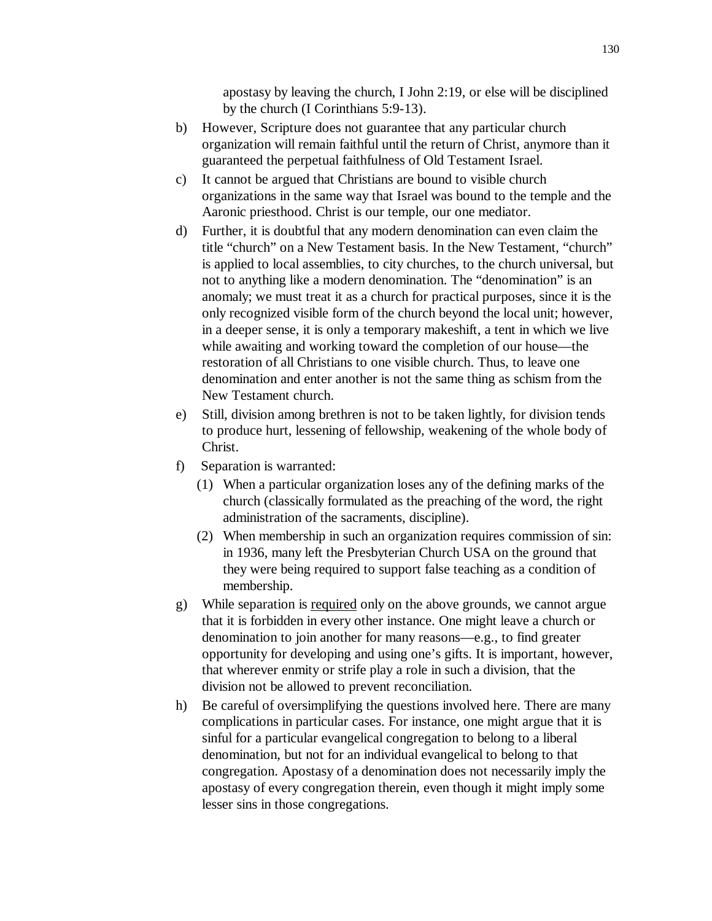apostasy by leaving the church, I John 2:19, or else will be disciplined by the church (I Corinthians 5:9-13).

b) However, Scripture does not guarantee that any particular church organization will remain faithful until the return of Christ, anymore than it guaranteed the perpetual faithfulness of Old Testament Israel.

c) It cannot be argued that Christians are bound to visible church organizations in the same way that Israel was bound to the temple and the Aaronic priesthood. Christ is our temple, our one mediator.

d) Further, it is doubtful that any modern denomination can even claim the title "church" on a New Testament basis. In the New Testament, "church" is applied to local assemblies, to city churches, to the church universal, but not to anything like a modern denomination. The "denomination" is an anomaly; we must treat it as a church for practical purposes, since it is the only recognized visible form of the church beyond the local unit; however, in a deeper sense, it is only a temporary makeshift, a tent in which we live while awaiting and working toward the completion of our house—the restoration of all Christians to one visible church. Thus, to leave one denomination and enter another is not the same thing as schism from the New Testament church.

e) Still, division among brethren is not to be taken lightly, for division tends to produce hurt, lessening of fellowship, weakening of the whole body of Christ.

f) Separation is warranted:

   (1) When a particular organization loses any of the defining marks of the church (classically formulated as the preaching of the word, the right administration of the sacraments, discipline).

   (2) When membership in such an organization requires commission of sin: in 1936, many left the Presbyterian Church USA on the ground that they were being required to support false teaching as a condition of membership.

g) While separation is <u>required</u> only on the above grounds, we cannot argue that it is forbidden in every other instance. One might leave a church or denomination to join another for many reasons—e.g., to find greater opportunity for developing and using one's gifts. It is important, however, that wherever enmity or strife play a role in such a division, that the division not be allowed to prevent reconciliation.

h) Be careful of oversimplifying the questions involved here. There are many complications in particular cases. For instance, one might argue that it is sinful for a particular evangelical congregation to belong to a liberal denomination, but not for an individual evangelical to belong to that congregation. Apostasy of a denomination does not necessarily imply the apostasy of every congregation therein, even though it might imply some lesser sins in those congregations.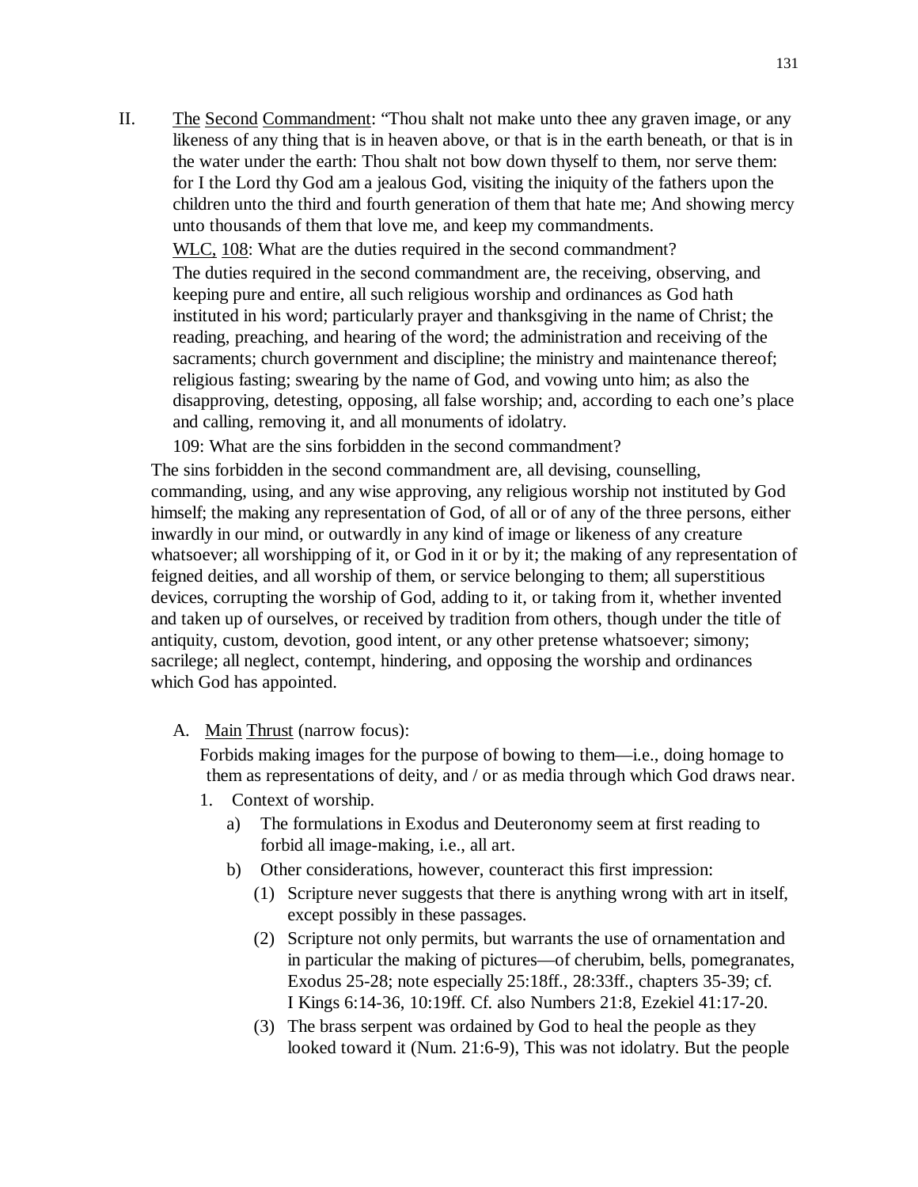II. <u>The Second Commandment</u>: "Thou shalt not make unto thee any graven image, or any likeness of any thing that is in heaven above, or that is in the earth beneath, or that is in the water under the earth: Thou shalt not bow down thyself to them, nor serve them: for I the Lord thy God am a jealous God, visiting the iniquity of the fathers upon the children unto the third and fourth generation of them that hate me; And showing mercy unto thousands of them that love me, and keep my commandments.

<u>WLC, 108</u>: What are the duties required in the second commandment?

The duties required in the second commandment are, the receiving, observing, and keeping pure and entire, all such religious worship and ordinances as God hath instituted in his word; particularly prayer and thanksgiving in the name of Christ; the reading, preaching, and hearing of the word; the administration and receiving of the sacraments; church government and discipline; the ministry and maintenance thereof; religious fasting; swearing by the name of God, and vowing unto him; as also the disapproving, detesting, opposing, all false worship; and, according to each one's place and calling, removing it, and all monuments of idolatry.

109: What are the sins forbidden in the second commandment?

The sins forbidden in the second commandment are, all devising, counselling, commanding, using, and any wise approving, any religious worship not instituted by God himself; the making any representation of God, of all or of any of the three persons, either inwardly in our mind, or outwardly in any kind of image or likeness of any creature whatsoever; all worshipping of it, or God in it or by it; the making of any representation of feigned deities, and all worship of them, or service belonging to them; all superstitious devices, corrupting the worship of God, adding to it, or taking from it, whether invented and taken up of ourselves, or received by tradition from others, though under the title of antiquity, custom, devotion, good intent, or any other pretense whatsoever; simony; sacrilege; all neglect, contempt, hindering, and opposing the worship and ordinances which God has appointed.

A. <u>Main Thrust</u> (narrow focus):

Forbids making images for the purpose of bowing to them—i.e., doing homage to them as representations of deity, and / or as media through which God draws near.

1. Context of worship.
   a) The formulations in Exodus and Deuteronomy seem at first reading to forbid all image-making, i.e., all art.
   b) Other considerations, however, counteract this first impression:
      (1) Scripture never suggests that there is anything wrong with art in itself, except possibly in these passages.
      (2) Scripture not only permits, but warrants the use of ornamentation and in particular the making of pictures—of cherubim, bells, pomegranates, Exodus 25-28; note especially 25:18ff., 28:33ff., chapters 35-39; cf. I Kings 6:14-36, 10:19ff. Cf. also Numbers 21:8, Ezekiel 41:17-20.
      (3) The brass serpent was ordained by God to heal the people as they looked toward it (Num. 21:6-9), This was not idolatry. But the people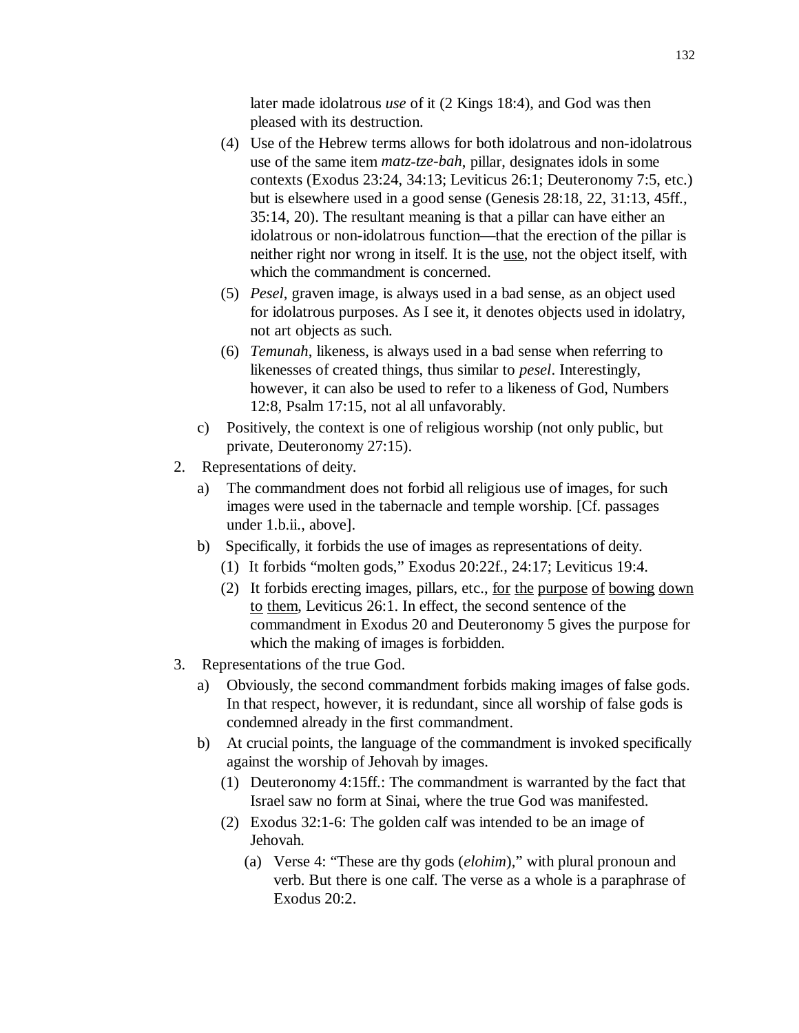later made idolatrous *use* of it (2 Kings 18:4), and God was then pleased with its destruction.

(4) Use of the Hebrew terms allows for both idolatrous and non-idolatrous use of the same item *matz-tze-bah*, pillar, designates idols in some contexts (Exodus 23:24, 34:13; Leviticus 26:1; Deuteronomy 7:5, etc.) but is elsewhere used in a good sense (Genesis 28:18, 22, 31:13, 45ff., 35:14, 20). The resultant meaning is that a pillar can have either an idolatrous or non-idolatrous function—that the erection of the pillar is neither right nor wrong in itself. It is the <u>use</u>, not the object itself, with which the commandment is concerned.

(5) *Pesel*, graven image, is always used in a bad sense, as an object used for idolatrous purposes. As I see it, it denotes objects used in idolatry, not art objects as such.

(6) *Temunah*, likeness, is always used in a bad sense when referring to likenesses of created things, thus similar to *pesel*. Interestingly, however, it can also be used to refer to a likeness of God, Numbers 12:8, Psalm 17:15, not al all unfavorably.

c) Positively, the context is one of religious worship (not only public, but private, Deuteronomy 27:15).

2. Representations of deity.

   a) The commandment does not forbid all religious use of images, for such images were used in the tabernacle and temple worship. [Cf. passages under 1.b.ii., above].

   b) Specifically, it forbids the use of images as representations of deity.

      (1) It forbids "molten gods," Exodus 20:22f., 24:17; Leviticus 19:4.

      (2) It forbids erecting images, pillars, etc., <u>for the purpose of bowing down to them</u>, Leviticus 26:1. In effect, the second sentence of the commandment in Exodus 20 and Deuteronomy 5 gives the purpose for which the making of images is forbidden.

3. Representations of the true God.

   a) Obviously, the second commandment forbids making images of false gods. In that respect, however, it is redundant, since all worship of false gods is condemned already in the first commandment.

   b) At crucial points, the language of the commandment is invoked specifically against the worship of Jehovah by images.

      (1) Deuteronomy 4:15ff.: The commandment is warranted by the fact that Israel saw no form at Sinai, where the true God was manifested.

      (2) Exodus 32:1-6: The golden calf was intended to be an image of Jehovah.

         (a) Verse 4: "These are thy gods (*elohim*)," with plural pronoun and verb. But there is one calf. The verse as a whole is a paraphrase of Exodus 20:2.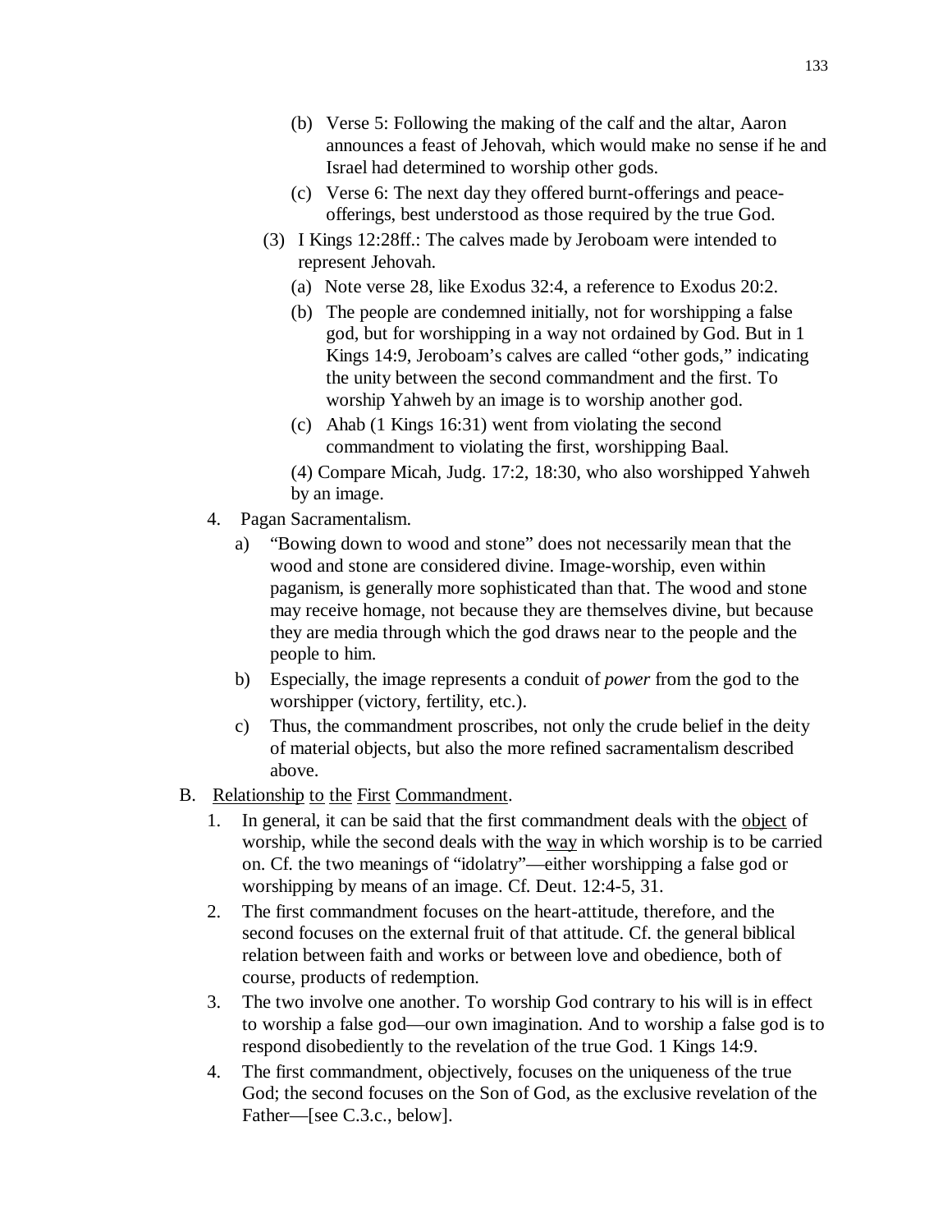- (b) Verse 5: Following the making of the calf and the altar, Aaron announces a feast of Jehovah, which would make no sense if he and Israel had determined to worship other gods.
- (c) Verse 6: The next day they offered burnt-offerings and peace-offerings, best understood as those required by the true God.

(3) I Kings 12:28ff.: The calves made by Jeroboam were intended to represent Jehovah.

- (a) Note verse 28, like Exodus 32:4, a reference to Exodus 20:2.
- (b) The people are condemned initially, not for worshipping a false god, but for worshipping in a way not ordained by God. But in 1 Kings 14:9, Jeroboam's calves are called "other gods," indicating the unity between the second commandment and the first. To worship Yahweh by an image is to worship another god.
- (c) Ahab (1 Kings 16:31) went from violating the second commandment to violating the first, worshipping Baal.

(4) Compare Micah, Judg. 17:2, 18:30, who also worshipped Yahweh by an image.

4. Pagan Sacramentalism.
   - a) "Bowing down to wood and stone" does not necessarily mean that the wood and stone are considered divine. Image-worship, even within paganism, is generally more sophisticated than that. The wood and stone may receive homage, not because they are themselves divine, but because they are media through which the god draws near to the people and the people to him.
   - b) Especially, the image represents a conduit of *power* from the god to the worshipper (victory, fertility, etc.).
   - c) Thus, the commandment proscribes, not only the crude belief in the deity of material objects, but also the more refined sacramentalism described above.

B. <u>Relationship to the First Commandment</u>.

1. In general, it can be said that the first commandment deals with the <u>object</u> of worship, while the second deals with the <u>way</u> in which worship is to be carried on. Cf. the two meanings of "idolatry"—either worshipping a false god or worshipping by means of an image. Cf. Deut. 12:4-5, 31.
2. The first commandment focuses on the heart-attitude, therefore, and the second focuses on the external fruit of that attitude. Cf. the general biblical relation between faith and works or between love and obedience, both of course, products of redemption.
3. The two involve one another. To worship God contrary to his will is in effect to worship a false god—our own imagination. And to worship a false god is to respond disobediently to the revelation of the true God. 1 Kings 14:9.
4. The first commandment, objectively, focuses on the uniqueness of the true God; the second focuses on the Son of God, as the exclusive revelation of the Father—[see C.3.c., below].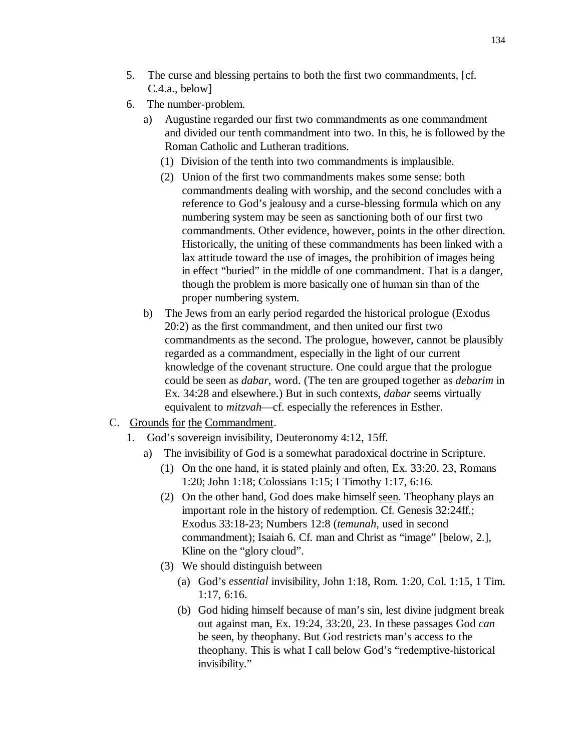5. The curse and blessing pertains to both the first two commandments, [cf. C.4.a., below]
6. The number-problem.
   a) Augustine regarded our first two commandments as one commandment and divided our tenth commandment into two. In this, he is followed by the Roman Catholic and Lutheran traditions.
      (1) Division of the tenth into two commandments is implausible.
      (2) Union of the first two commandments makes some sense: both commandments dealing with worship, and the second concludes with a reference to God's jealousy and a curse-blessing formula which on any numbering system may be seen as sanctioning both of our first two commandments. Other evidence, however, points in the other direction. Historically, the uniting of these commandments has been linked with a lax attitude toward the use of images, the prohibition of images being in effect "buried" in the middle of one commandment. That is a danger, though the problem is more basically one of human sin than of the proper numbering system.
   b) The Jews from an early period regarded the historical prologue (Exodus 20:2) as the first commandment, and then united our first two commandments as the second. The prologue, however, cannot be plausibly regarded as a commandment, especially in the light of our current knowledge of the covenant structure. One could argue that the prologue could be seen as *dabar*, word. (The ten are grouped together as *debarim* in Ex. 34:28 and elsewhere.) But in such contexts, *dabar* seems virtually equivalent to *mitzvah*—cf. especially the references in Esther.

C. <u>Grounds</u> <u>for</u> <u>the</u> <u>Commandment</u>.
   1. God's sovereign invisibility, Deuteronomy 4:12, 15ff.
      a) The invisibility of God is a somewhat paradoxical doctrine in Scripture.
         (1) On the one hand, it is stated plainly and often, Ex. 33:20, 23, Romans 1:20; John 1:18; Colossians 1:15; I Timothy 1:17, 6:16.
         (2) On the other hand, God does make himself <u>seen</u>. Theophany plays an important role in the history of redemption. Cf. Genesis 32:24ff.; Exodus 33:18-23; Numbers 12:8 (*temunah*, used in second commandment); Isaiah 6. Cf. man and Christ as "image" [below, 2.], Kline on the "glory cloud".
         (3) We should distinguish between
            (a) God's *essential* invisibility, John 1:18, Rom. 1:20, Col. 1:15, 1 Tim. 1:17, 6:16.
            (b) God hiding himself because of man's sin, lest divine judgment break out against man, Ex. 19:24, 33:20, 23. In these passages God *can* be seen, by theophany. But God restricts man's access to the theophany. This is what I call below God's "redemptive-historical invisibility."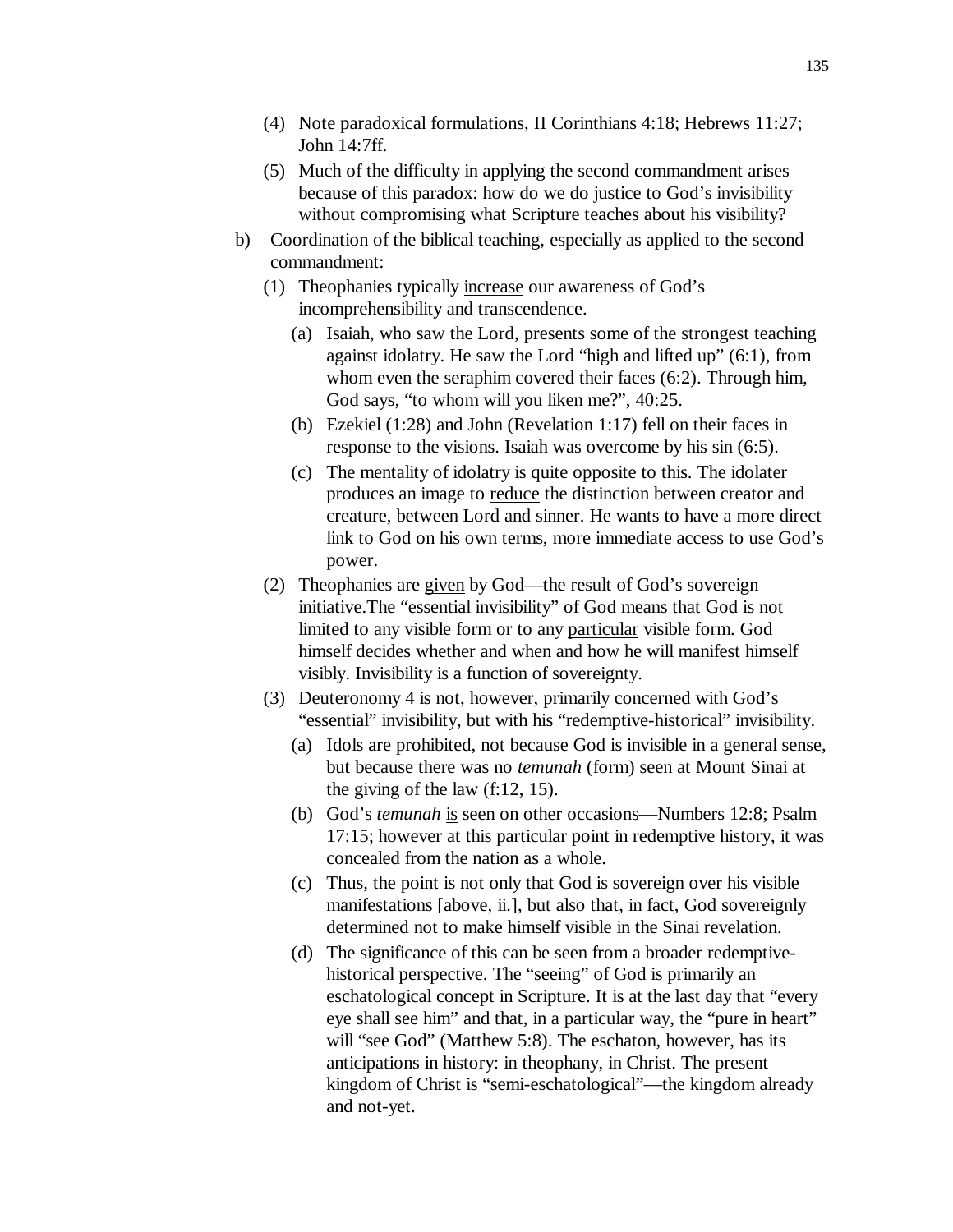(4) Note paradoxical formulations, II Corinthians 4:18; Hebrews 11:27; John 14:7ff.

(5) Much of the difficulty in applying the second commandment arises because of this paradox: how do we do justice to God's invisibility without compromising what Scripture teaches about his <u>visibility</u>?

b) Coordination of the biblical teaching, especially as applied to the second commandment:

(1) Theophanies typically <u>increase</u> our awareness of God's incomprehensibility and transcendence.

(a) Isaiah, who saw the Lord, presents some of the strongest teaching against idolatry. He saw the Lord "high and lifted up" (6:1), from whom even the seraphim covered their faces (6:2). Through him, God says, "to whom will you liken me?", 40:25.

(b) Ezekiel (1:28) and John (Revelation 1:17) fell on their faces in response to the visions. Isaiah was overcome by his sin (6:5).

(c) The mentality of idolatry is quite opposite to this. The idolater produces an image to <u>reduce</u> the distinction between creator and creature, between Lord and sinner. He wants to have a more direct link to God on his own terms, more immediate access to use God's power.

(2) Theophanies are <u>given</u> by God—the result of God's sovereign initiative.The "essential invisibility" of God means that God is not limited to any visible form or to any <u>particular</u> visible form. God himself decides whether and when and how he will manifest himself visibly. Invisibility is a function of sovereignty.

(3) Deuteronomy 4 is not, however, primarily concerned with God's "essential" invisibility, but with his "redemptive-historical" invisibility.

(a) Idols are prohibited, not because God is invisible in a general sense, but because there was no *temunah* (form) seen at Mount Sinai at the giving of the law (f:12, 15).

(b) God's *temunah* <u>is</u> seen on other occasions—Numbers 12:8; Psalm 17:15; however at this particular point in redemptive history, it was concealed from the nation as a whole.

(c) Thus, the point is not only that God is sovereign over his visible manifestations [above, ii.], but also that, in fact, God sovereignly determined not to make himself visible in the Sinai revelation.

(d) The significance of this can be seen from a broader redemptive-historical perspective. The "seeing" of God is primarily an eschatological concept in Scripture. It is at the last day that "every eye shall see him" and that, in a particular way, the "pure in heart" will "see God" (Matthew 5:8). The eschaton, however, has its anticipations in history: in theophany, in Christ. The present kingdom of Christ is "semi-eschatological"—the kingdom already and not-yet.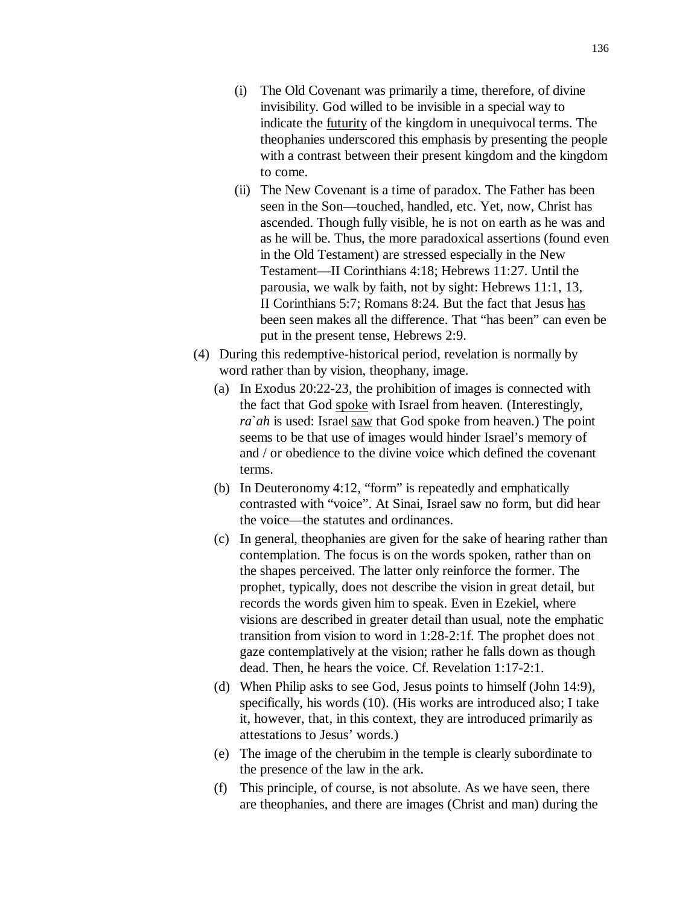(i) The Old Covenant was primarily a time, therefore, of divine invisibility. God willed to be invisible in a special way to indicate the <u>futurity</u> of the kingdom in unequivocal terms. The theophanies underscored this emphasis by presenting the people with a contrast between their present kingdom and the kingdom to come.

(ii) The New Covenant is a time of paradox. The Father has been seen in the Son—touched, handled, etc. Yet, now, Christ has ascended. Though fully visible, he is not on earth as he was and as he will be. Thus, the more paradoxical assertions (found even in the Old Testament) are stressed especially in the New Testament—II Corinthians 4:18; Hebrews 11:27. Until the parousia, we walk by faith, not by sight: Hebrews 11:1, 13, II Corinthians 5:7; Romans 8:24. But the fact that Jesus <u>has</u> been seen makes all the difference. That "has been" can even be put in the present tense, Hebrews 2:9.

(4) During this redemptive-historical period, revelation is normally by word rather than by vision, theophany, image.

(a) In Exodus 20:22-23, the prohibition of images is connected with the fact that God <u>spoke</u> with Israel from heaven. (Interestingly, *ra`ah* is used: Israel <u>saw</u> that God spoke from heaven.) The point seems to be that use of images would hinder Israel's memory of and / or obedience to the divine voice which defined the covenant terms.

(b) In Deuteronomy 4:12, "form" is repeatedly and emphatically contrasted with "voice". At Sinai, Israel saw no form, but did hear the voice—the statutes and ordinances.

(c) In general, theophanies are given for the sake of hearing rather than contemplation. The focus is on the words spoken, rather than on the shapes perceived. The latter only reinforce the former. The prophet, typically, does not describe the vision in great detail, but records the words given him to speak. Even in Ezekiel, where visions are described in greater detail than usual, note the emphatic transition from vision to word in 1:28-2:1f. The prophet does not gaze contemplatively at the vision; rather he falls down as though dead. Then, he hears the voice. Cf. Revelation 1:17-2:1.

(d) When Philip asks to see God, Jesus points to himself (John 14:9), specifically, his words (10). (His works are introduced also; I take it, however, that, in this context, they are introduced primarily as attestations to Jesus' words.)

(e) The image of the cherubim in the temple is clearly subordinate to the presence of the law in the ark.

(f) This principle, of course, is not absolute. As we have seen, there are theophanies, and there are images (Christ and man) during the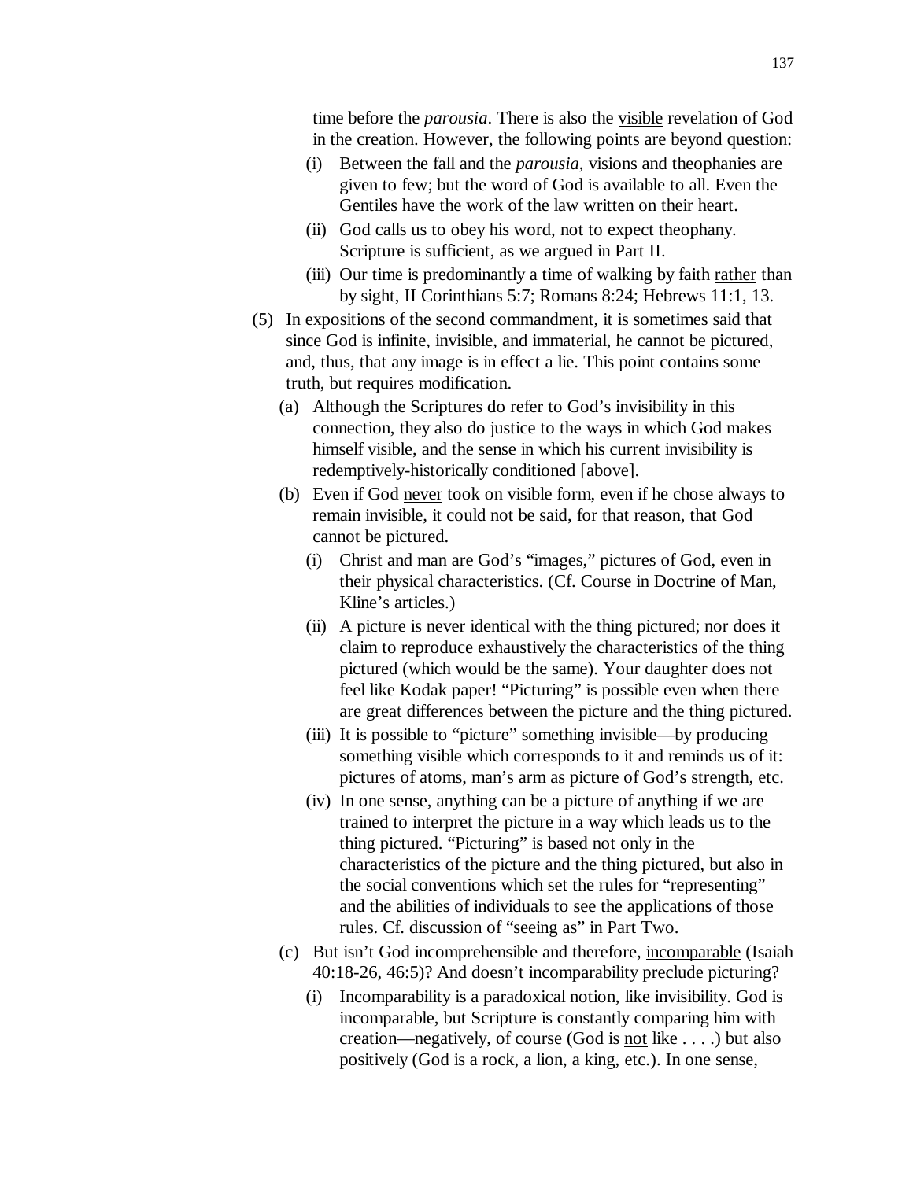time before the *parousia*. There is also the visible revelation of God in the creation. However, the following points are beyond question:

- (i) Between the fall and the *parousia*, visions and theophanies are given to few; but the word of God is available to all. Even the Gentiles have the work of the law written on their heart.
- (ii) God calls us to obey his word, not to expect theophany. Scripture is sufficient, as we argued in Part II.
- (iii) Our time is predominantly a time of walking by faith rather than by sight, II Corinthians 5:7; Romans 8:24; Hebrews 11:1, 13.

(5) In expositions of the second commandment, it is sometimes said that since God is infinite, invisible, and immaterial, he cannot be pictured, and, thus, that any image is in effect a lie. This point contains some truth, but requires modification.

- (a) Although the Scriptures do refer to God's invisibility in this connection, they also do justice to the ways in which God makes himself visible, and the sense in which his current invisibility is redemptively-historically conditioned [above].
- (b) Even if God never took on visible form, even if he chose always to remain invisible, it could not be said, for that reason, that God cannot be pictured.
  - (i) Christ and man are God's "images," pictures of God, even in their physical characteristics. (Cf. Course in Doctrine of Man, Kline's articles.)
  - (ii) A picture is never identical with the thing pictured; nor does it claim to reproduce exhaustively the characteristics of the thing pictured (which would be the same). Your daughter does not feel like Kodak paper! "Picturing" is possible even when there are great differences between the picture and the thing pictured.
  - (iii) It is possible to "picture" something invisible—by producing something visible which corresponds to it and reminds us of it: pictures of atoms, man's arm as picture of God's strength, etc.
  - (iv) In one sense, anything can be a picture of anything if we are trained to interpret the picture in a way which leads us to the thing pictured. "Picturing" is based not only in the characteristics of the picture and the thing pictured, but also in the social conventions which set the rules for "representing" and the abilities of individuals to see the applications of those rules. Cf. discussion of "seeing as" in Part Two.
- (c) But isn't God incomprehensible and therefore, incomparable (Isaiah 40:18-26, 46:5)? And doesn't incomparability preclude picturing?
  - (i) Incomparability is a paradoxical notion, like invisibility. God is incomparable, but Scripture is constantly comparing him with creation—negatively, of course (God is not like . . . .) but also positively (God is a rock, a lion, a king, etc.). In one sense,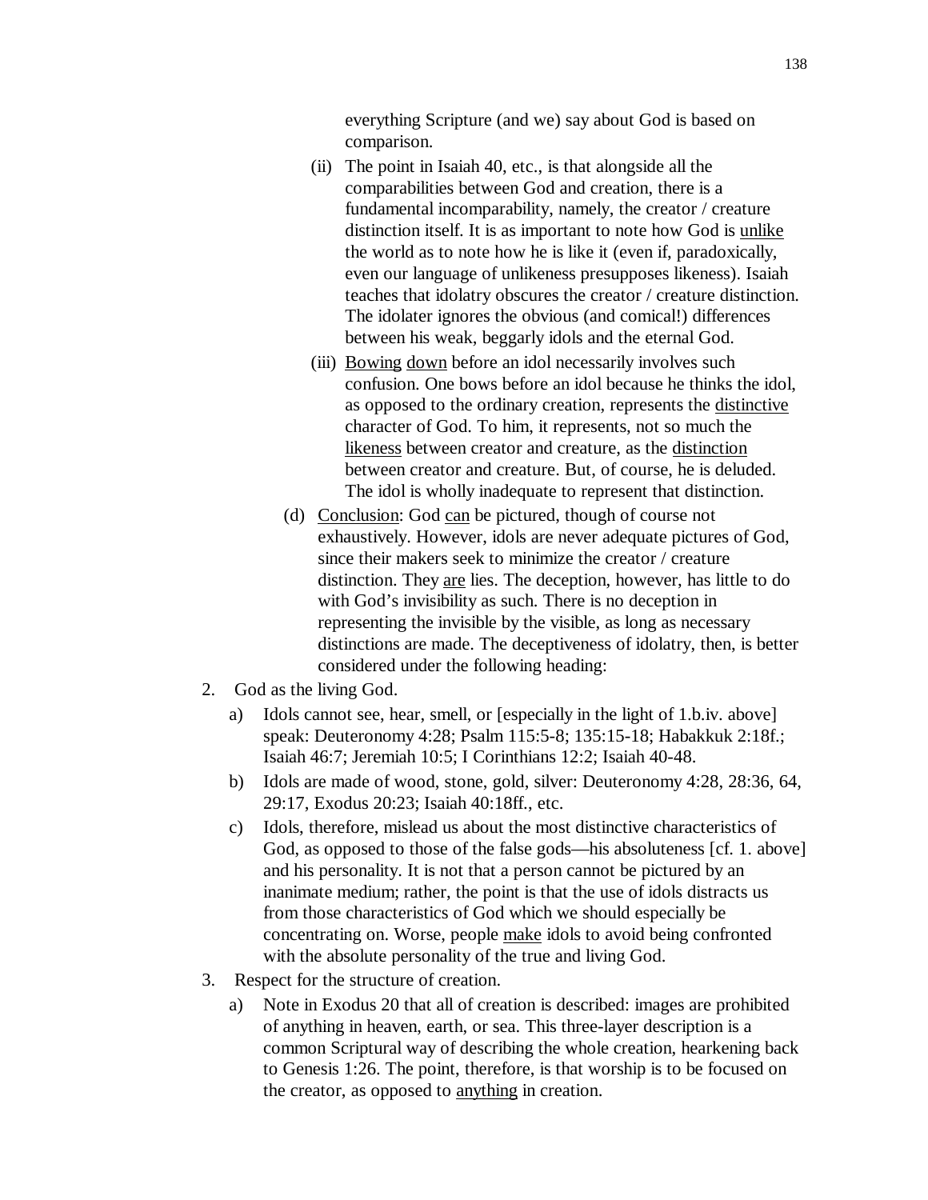everything Scripture (and we) say about God is based on comparison.

(ii) The point in Isaiah 40, etc., is that alongside all the comparabilities between God and creation, there is a fundamental incomparability, namely, the creator / creature distinction itself. It is as important to note how God is <u>unlike</u> the world as to note how he is like it (even if, paradoxically, even our language of unlikeness presupposes likeness). Isaiah teaches that idolatry obscures the creator / creature distinction. The idolater ignores the obvious (and comical!) differences between his weak, beggarly idols and the eternal God.

(iii) <u>Bowing</u> <u>down</u> before an idol necessarily involves such confusion. One bows before an idol because he thinks the idol, as opposed to the ordinary creation, represents the <u>distinctive</u> character of God. To him, it represents, not so much the <u>likeness</u> between creator and creature, as the <u>distinction</u> between creator and creature. But, of course, he is deluded. The idol is wholly inadequate to represent that distinction.

(d) <u>Conclusion</u>: God <u>can</u> be pictured, though of course not exhaustively. However, idols are never adequate pictures of God, since their makers seek to minimize the creator / creature distinction. They <u>are</u> lies. The deception, however, has little to do with God's invisibility as such. There is no deception in representing the invisible by the visible, as long as necessary distinctions are made. The deceptiveness of idolatry, then, is better considered under the following heading:

2. God as the living God.

   a) Idols cannot see, hear, smell, or [especially in the light of 1.b.iv. above] speak: Deuteronomy 4:28; Psalm 115:5-8; 135:15-18; Habakkuk 2:18f.; Isaiah 46:7; Jeremiah 10:5; I Corinthians 12:2; Isaiah 40-48.

   b) Idols are made of wood, stone, gold, silver: Deuteronomy 4:28, 28:36, 64, 29:17, Exodus 20:23; Isaiah 40:18ff., etc.

   c) Idols, therefore, mislead us about the most distinctive characteristics of God, as opposed to those of the false gods—his absoluteness [cf. 1. above] and his personality. It is not that a person cannot be pictured by an inanimate medium; rather, the point is that the use of idols distracts us from those characteristics of God which we should especially be concentrating on. Worse, people <u>make</u> idols to avoid being confronted with the absolute personality of the true and living God.

3. Respect for the structure of creation.

   a) Note in Exodus 20 that all of creation is described: images are prohibited of anything in heaven, earth, or sea. This three-layer description is a common Scriptural way of describing the whole creation, hearkening back to Genesis 1:26. The point, therefore, is that worship is to be focused on the creator, as opposed to <u>anything</u> in creation.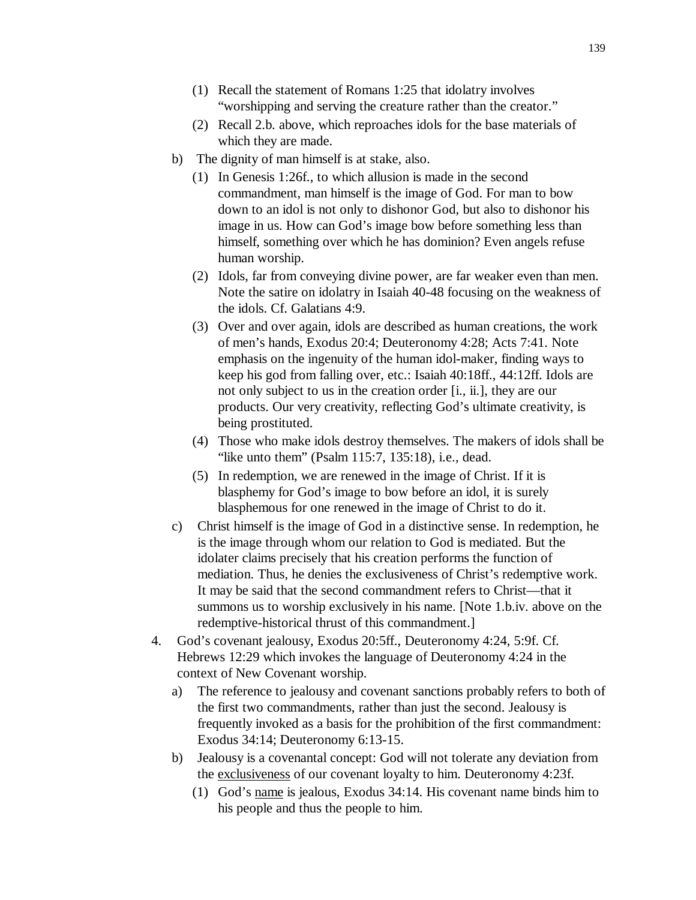(1) Recall the statement of Romans 1:25 that idolatry involves "worshipping and serving the creature rather than the creator."

   (2) Recall 2.b. above, which reproaches idols for the base materials of which they are made.

b) The dignity of man himself is at stake, also.

   (1) In Genesis 1:26f., to which allusion is made in the second commandment, man himself is the image of God. For man to bow down to an idol is not only to dishonor God, but also to dishonor his image in us. How can God's image bow before something less than himself, something over which he has dominion? Even angels refuse human worship.

   (2) Idols, far from conveying divine power, are far weaker even than men. Note the satire on idolatry in Isaiah 40-48 focusing on the weakness of the idols. Cf. Galatians 4:9.

   (3) Over and over again, idols are described as human creations, the work of men's hands, Exodus 20:4; Deuteronomy 4:28; Acts 7:41. Note emphasis on the ingenuity of the human idol-maker, finding ways to keep his god from falling over, etc.: Isaiah 40:18ff., 44:12ff. Idols are not only subject to us in the creation order [i., ii.], they are our products. Our very creativity, reflecting God's ultimate creativity, is being prostituted.

   (4) Those who make idols destroy themselves. The makers of idols shall be "like unto them" (Psalm 115:7, 135:18), i.e., dead.

   (5) In redemption, we are renewed in the image of Christ. If it is blasphemy for God's image to bow before an idol, it is surely blasphemous for one renewed in the image of Christ to do it.

c) Christ himself is the image of God in a distinctive sense. In redemption, he is the image through whom our relation to God is mediated. But the idolater claims precisely that his creation performs the function of mediation. Thus, he denies the exclusiveness of Christ's redemptive work. It may be said that the second commandment refers to Christ—that it summons us to worship exclusively in his name. [Note 1.b.iv. above on the redemptive-historical thrust of this commandment.]

4. God's covenant jealousy, Exodus 20:5ff., Deuteronomy 4:24, 5:9f. Cf. Hebrews 12:29 which invokes the language of Deuteronomy 4:24 in the context of New Covenant worship.

   a) The reference to jealousy and covenant sanctions probably refers to both of the first two commandments, rather than just the second. Jealousy is frequently invoked as a basis for the prohibition of the first commandment: Exodus 34:14; Deuteronomy 6:13-15.

   b) Jealousy is a covenantal concept: God will not tolerate any deviation from the <u>exclusiveness</u> of our covenant loyalty to him. Deuteronomy 4:23f.

      (1) God's <u>name</u> is jealous, Exodus 34:14. His covenant name binds him to his people and thus the people to him.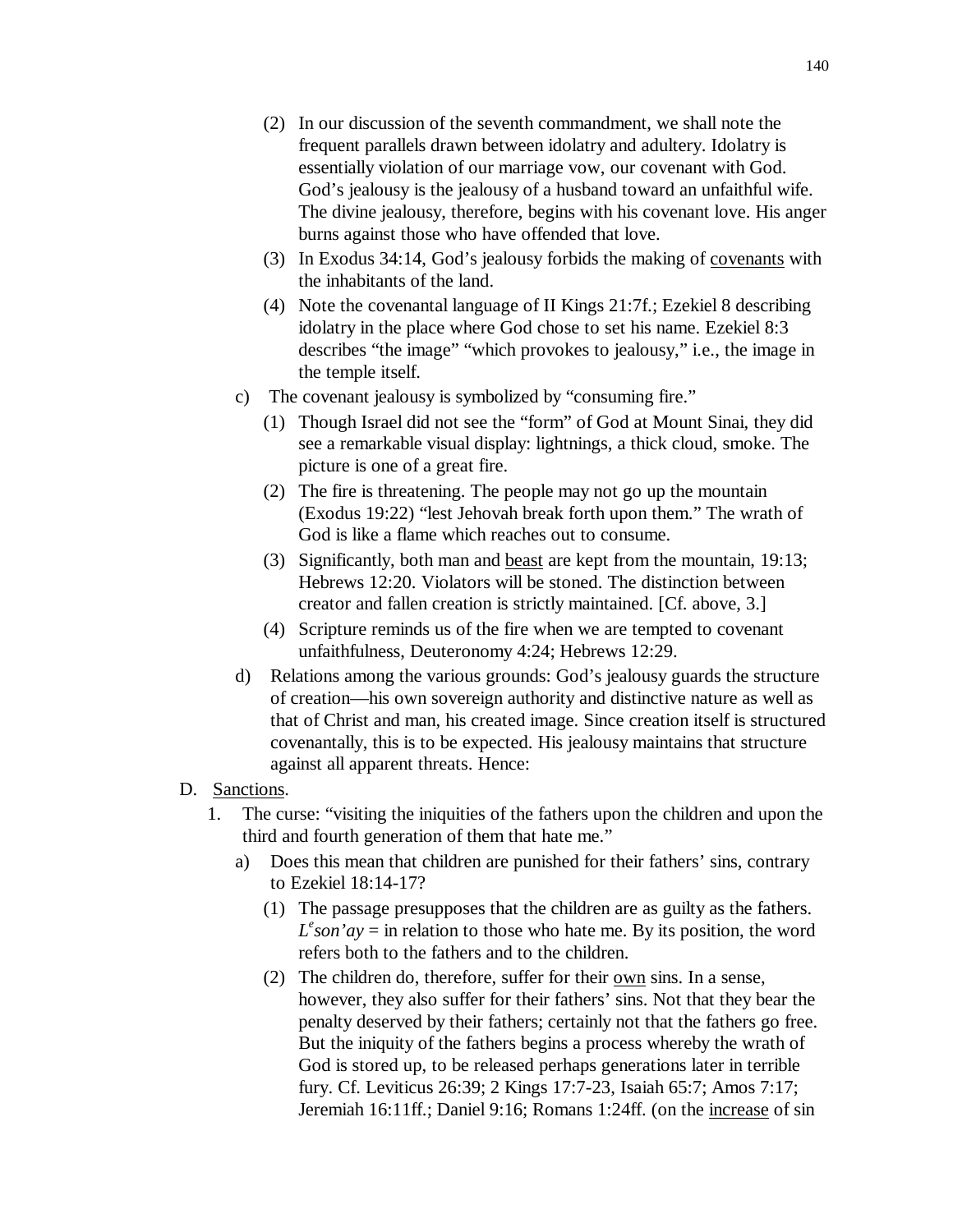(2) In our discussion of the seventh commandment, we shall note the frequent parallels drawn between idolatry and adultery. Idolatry is essentially violation of our marriage vow, our covenant with God. God's jealousy is the jealousy of a husband toward an unfaithful wife. The divine jealousy, therefore, begins with his covenant love. His anger burns against those who have offended that love.

(3) In Exodus 34:14, God's jealousy forbids the making of <u>covenants</u> with the inhabitants of the land.

(4) Note the covenantal language of II Kings 21:7f.; Ezekiel 8 describing idolatry in the place where God chose to set his name. Ezekiel 8:3 describes "the image" "which provokes to jealousy," i.e., the image in the temple itself.

c) The covenant jealousy is symbolized by "consuming fire."

(1) Though Israel did not see the "form" of God at Mount Sinai, they did see a remarkable visual display: lightnings, a thick cloud, smoke. The picture is one of a great fire.

(2) The fire is threatening. The people may not go up the mountain (Exodus 19:22) "lest Jehovah break forth upon them." The wrath of God is like a flame which reaches out to consume.

(3) Significantly, both man and <u>beast</u> are kept from the mountain, 19:13; Hebrews 12:20. Violators will be stoned. The distinction between creator and fallen creation is strictly maintained. [Cf. above, 3.]

(4) Scripture reminds us of the fire when we are tempted to covenant unfaithfulness, Deuteronomy 4:24; Hebrews 12:29.

d) Relations among the various grounds: God's jealousy guards the structure of creation—his own sovereign authority and distinctive nature as well as that of Christ and man, his created image. Since creation itself is structured covenantally, this is to be expected. His jealousy maintains that structure against all apparent threats. Hence:

D. <u>Sanctions</u>.

1. The curse: "visiting the iniquities of the fathers upon the children and upon the third and fourth generation of them that hate me."

a) Does this mean that children are punished for their fathers' sins, contrary to Ezekiel 18:14-17?

(1) The passage presupposes that the children are as guilty as the fathers. *L^e son'ay* = in relation to those who hate me. By its position, the word refers both to the fathers and to the children.

(2) The children do, therefore, suffer for their <u>own</u> sins. In a sense, however, they also suffer for their fathers' sins. Not that they bear the penalty deserved by their fathers; certainly not that the fathers go free. But the iniquity of the fathers begins a process whereby the wrath of God is stored up, to be released perhaps generations later in terrible fury. Cf. Leviticus 26:39; 2 Kings 17:7-23, Isaiah 65:7; Amos 7:17; Jeremiah 16:11ff.; Daniel 9:16; Romans 1:24ff. (on the <u>increase</u> of sin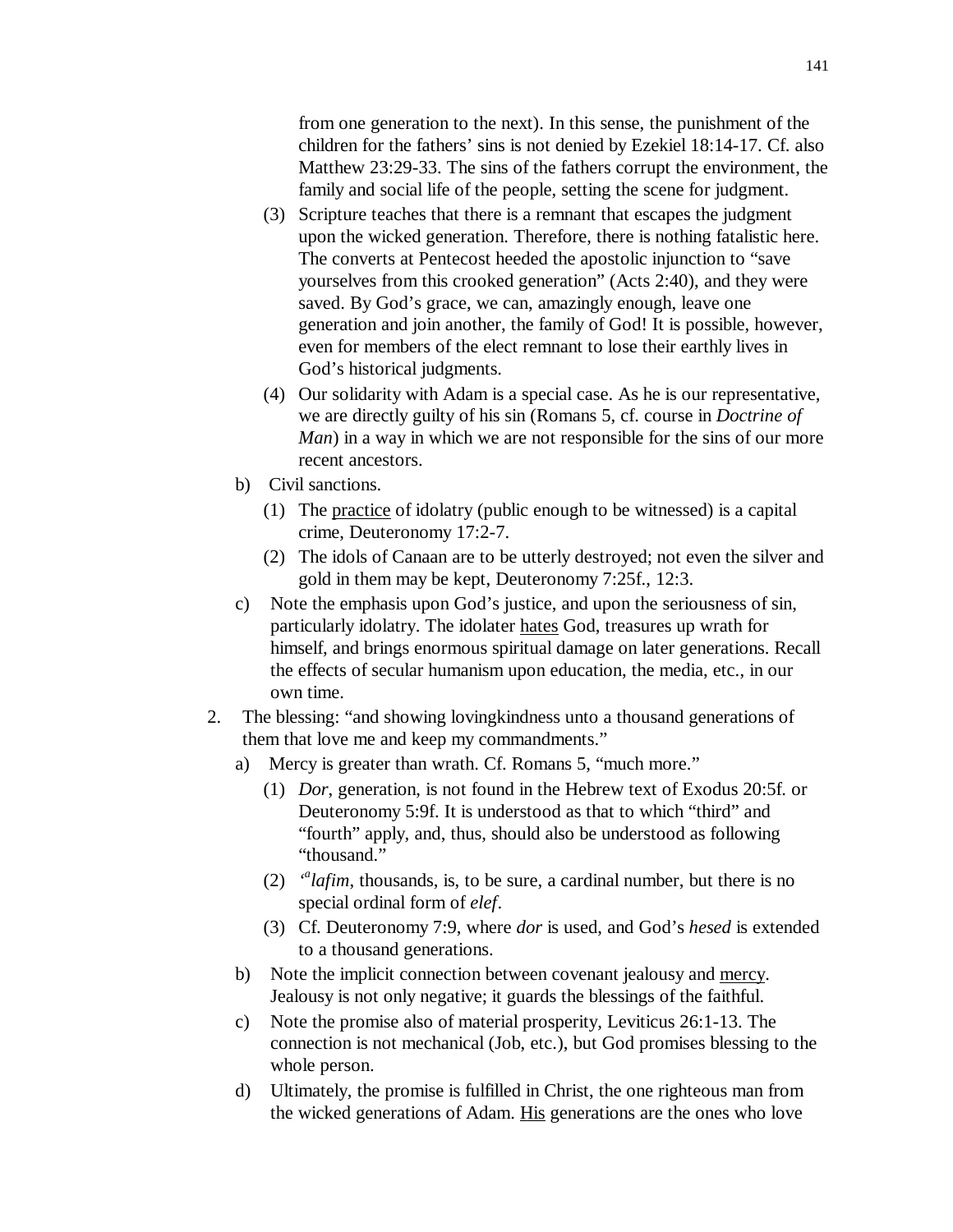from one generation to the next). In this sense, the punishment of the children for the fathers' sins is not denied by Ezekiel 18:14-17. Cf. also Matthew 23:29-33. The sins of the fathers corrupt the environment, the family and social life of the people, setting the scene for judgment.

(3) Scripture teaches that there is a remnant that escapes the judgment upon the wicked generation. Therefore, there is nothing fatalistic here. The converts at Pentecost heeded the apostolic injunction to "save yourselves from this crooked generation" (Acts 2:40), and they were saved. By God's grace, we can, amazingly enough, leave one generation and join another, the family of God! It is possible, however, even for members of the elect remnant to lose their earthly lives in God's historical judgments.

(4) Our solidarity with Adam is a special case. As he is our representative, we are directly guilty of his sin (Romans 5, cf. course in *Doctrine of Man*) in a way in which we are not responsible for the sins of our more recent ancestors.

b) Civil sanctions.

(1) The <u>practice</u> of idolatry (public enough to be witnessed) is a capital crime, Deuteronomy 17:2-7.

(2) The idols of Canaan are to be utterly destroyed; not even the silver and gold in them may be kept, Deuteronomy 7:25f., 12:3.

c) Note the emphasis upon God's justice, and upon the seriousness of sin, particularly idolatry. The idolater <u>hates</u> God, treasures up wrath for himself, and brings enormous spiritual damage on later generations. Recall the effects of secular humanism upon education, the media, etc., in our own time.

2. The blessing: "and showing lovingkindness unto a thousand generations of them that love me and keep my commandments."

a) Mercy is greater than wrath. Cf. Romans 5, "much more."

(1) *Dor*, generation, is not found in the Hebrew text of Exodus 20:5f. or Deuteronomy 5:9f. It is understood as that to which "third" and "fourth" apply, and, thus, should also be understood as following "thousand."

(2) *'alafim*, thousands, is, to be sure, a cardinal number, but there is no special ordinal form of *elef*.

(3) Cf. Deuteronomy 7:9, where *dor* is used, and God's *hesed* is extended to a thousand generations.

b) Note the implicit connection between covenant jealousy and <u>mercy</u>. Jealousy is not only negative; it guards the blessings of the faithful.

c) Note the promise also of material prosperity, Leviticus 26:1-13. The connection is not mechanical (Job, etc.), but God promises blessing to the whole person.

d) Ultimately, the promise is fulfilled in Christ, the one righteous man from the wicked generations of Adam. <u>His</u> generations are the ones who love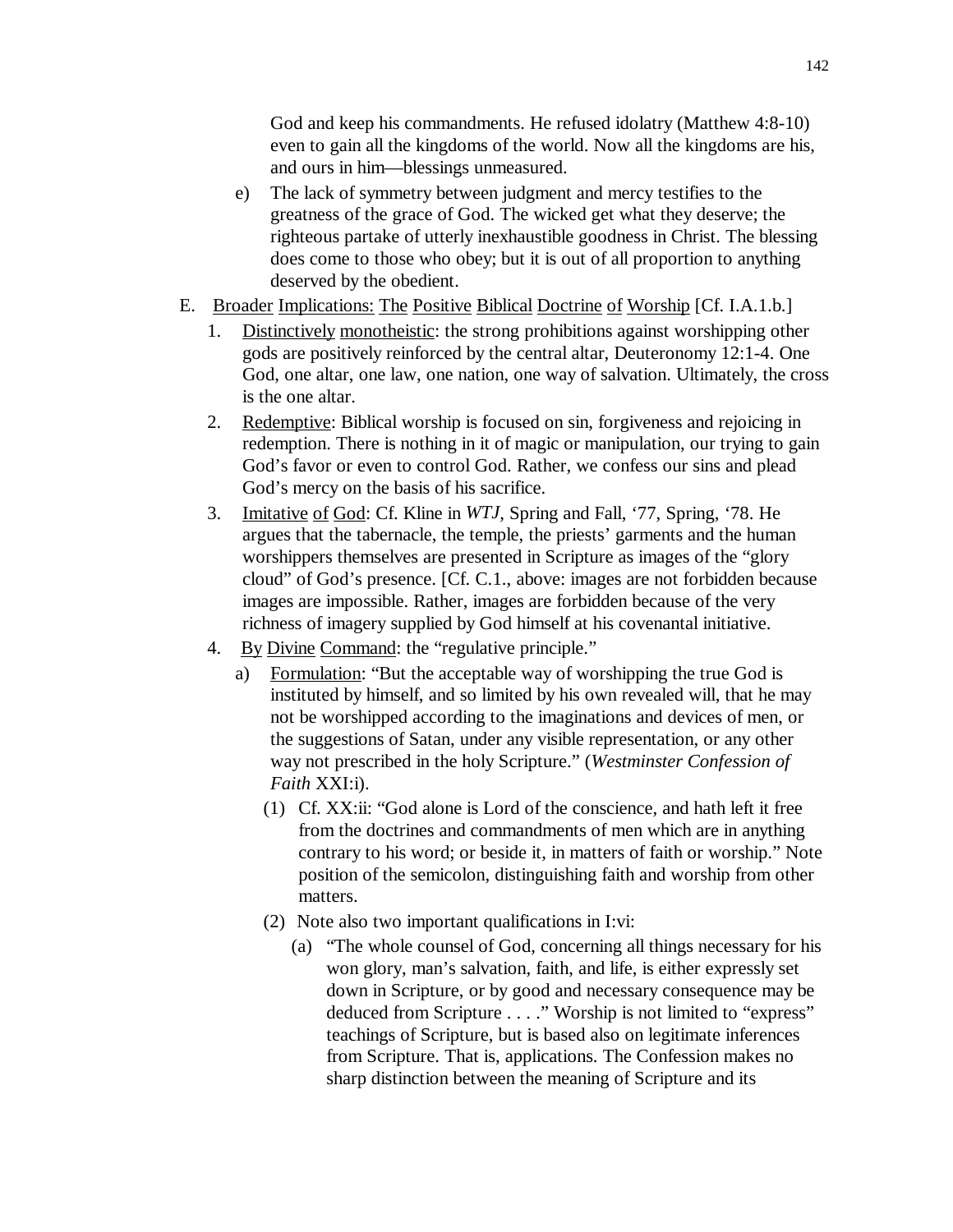God and keep his commandments. He refused idolatry (Matthew 4:8-10) even to gain all the kingdoms of the world. Now all the kingdoms are his, and ours in him—blessings unmeasured.

e) The lack of symmetry between judgment and mercy testifies to the greatness of the grace of God. The wicked get what they deserve; the righteous partake of utterly inexhaustible goodness in Christ. The blessing does come to those who obey; but it is out of all proportion to anything deserved by the obedient.

E. <u>Broader Implications: The Positive Biblical Doctrine of Worship</u> [Cf. I.A.1.b.]

1. <u>Distinctively monotheistic</u>: the strong prohibitions against worshipping other gods are positively reinforced by the central altar, Deuteronomy 12:1-4. One God, one altar, one law, one nation, one way of salvation. Ultimately, the cross is the one altar.

2. <u>Redemptive</u>: Biblical worship is focused on sin, forgiveness and rejoicing in redemption. There is nothing in it of magic or manipulation, our trying to gain God's favor or even to control God. Rather, we confess our sins and plead God's mercy on the basis of his sacrifice.

3. <u>Imitative of God</u>: Cf. Kline in *WTJ*, Spring and Fall, '77, Spring, '78. He argues that the tabernacle, the temple, the priests' garments and the human worshippers themselves are presented in Scripture as images of the "glory cloud" of God's presence. [Cf. C.1., above: images are not forbidden because images are impossible. Rather, images are forbidden because of the very richness of imagery supplied by God himself at his covenantal initiative.

4. <u>By Divine Command</u>: the "regulative principle."

   a) <u>Formulation</u>: "But the acceptable way of worshipping the true God is instituted by himself, and so limited by his own revealed will, that he may not be worshipped according to the imaginations and devices of men, or the suggestions of Satan, under any visible representation, or any other way not prescribed in the holy Scripture." (*Westminster Confession of Faith* XXI:i).

      (1) Cf. XX:ii: "God alone is Lord of the conscience, and hath left it free from the doctrines and commandments of men which are in anything contrary to his word; or beside it, in matters of faith or worship." Note position of the semicolon, distinguishing faith and worship from other matters.

      (2) Note also two important qualifications in I:vi:

         (a) "The whole counsel of God, concerning all things necessary for his won glory, man's salvation, faith, and life, is either expressly set down in Scripture, or by good and necessary consequence may be deduced from Scripture . . . ." Worship is not limited to "express" teachings of Scripture, but is based also on legitimate inferences from Scripture. That is, applications. The Confession makes no sharp distinction between the meaning of Scripture and its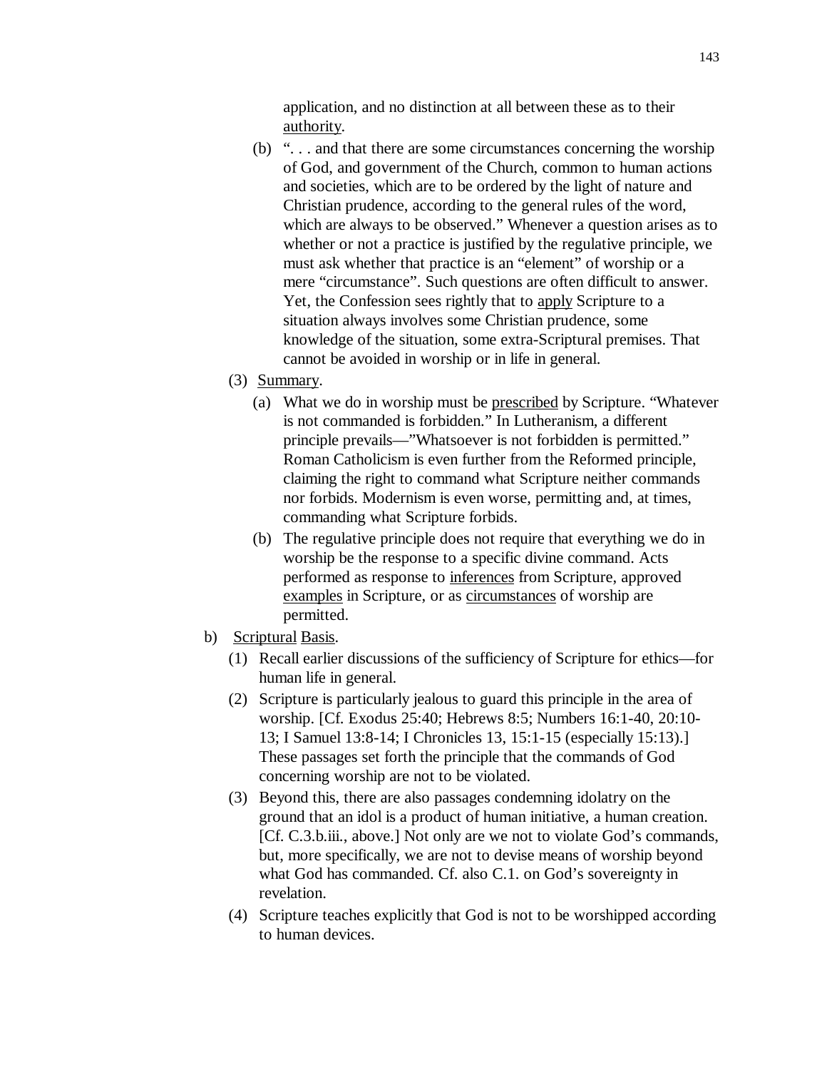application, and no distinction at all between these as to their <u>authority</u>.

(b) ". . . and that there are some circumstances concerning the worship of God, and government of the Church, common to human actions and societies, which are to be ordered by the light of nature and Christian prudence, according to the general rules of the word, which are always to be observed." Whenever a question arises as to whether or not a practice is justified by the regulative principle, we must ask whether that practice is an "element" of worship or a mere "circumstance". Such questions are often difficult to answer. Yet, the Confession sees rightly that to <u>apply</u> Scripture to a situation always involves some Christian prudence, some knowledge of the situation, some extra-Scriptural premises. That cannot be avoided in worship or in life in general.

(3) <u>Summary</u>.

(a) What we do in worship must be <u>prescribed</u> by Scripture. "Whatever is not commanded is forbidden." In Lutheranism, a different principle prevails—"Whatsoever is not forbidden is permitted." Roman Catholicism is even further from the Reformed principle, claiming the right to command what Scripture neither commands nor forbids. Modernism is even worse, permitting and, at times, commanding what Scripture forbids.

(b) The regulative principle does not require that everything we do in worship be the response to a specific divine command. Acts performed as response to <u>inferences</u> from Scripture, approved <u>examples</u> in Scripture, or as <u>circumstances</u> of worship are permitted.

b) <u>Scriptural</u> <u>Basis</u>.

(1) Recall earlier discussions of the sufficiency of Scripture for ethics—for human life in general.

(2) Scripture is particularly jealous to guard this principle in the area of worship. [Cf. Exodus 25:40; Hebrews 8:5; Numbers 16:1-40, 20:10-13; I Samuel 13:8-14; I Chronicles 13, 15:1-15 (especially 15:13).] These passages set forth the principle that the commands of God concerning worship are not to be violated.

(3) Beyond this, there are also passages condemning idolatry on the ground that an idol is a product of human initiative, a human creation. [Cf. C.3.b.iii., above.] Not only are we not to violate God's commands, but, more specifically, we are not to devise means of worship beyond what God has commanded. Cf. also C.1. on God's sovereignty in revelation.

(4) Scripture teaches explicitly that God is not to be worshipped according to human devices.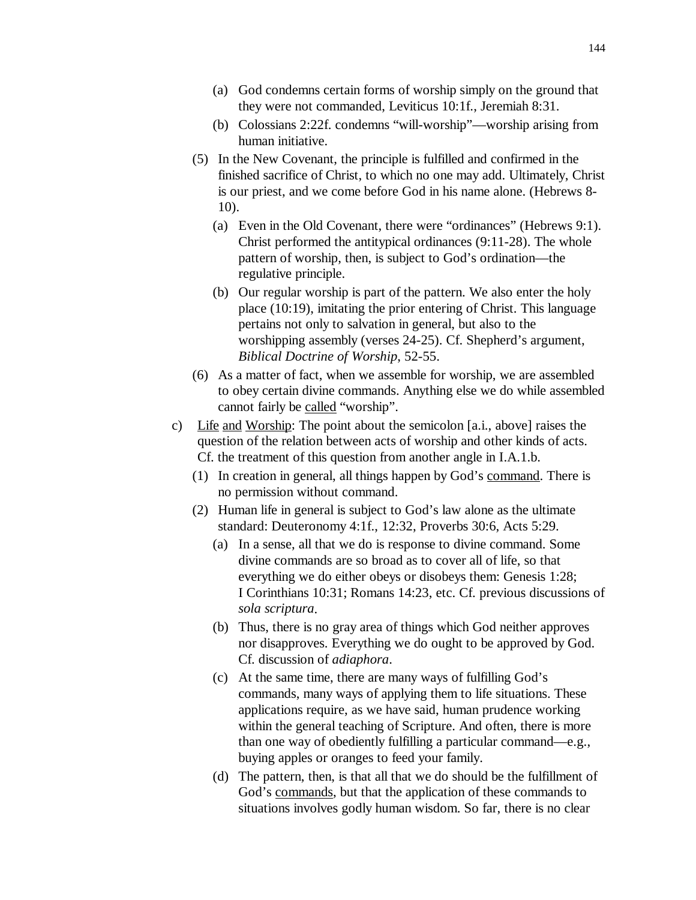- (a) God condemns certain forms of worship simply on the ground that they were not commanded, Leviticus 10:1f., Jeremiah 8:31.
- (b) Colossians 2:22f. condemns "will-worship"—worship arising from human initiative.

(5) In the New Covenant, the principle is fulfilled and confirmed in the finished sacrifice of Christ, to which no one may add. Ultimately, Christ is our priest, and we come before God in his name alone. (Hebrews 8-10).

- (a) Even in the Old Covenant, there were "ordinances" (Hebrews 9:1). Christ performed the antitypical ordinances (9:11-28). The whole pattern of worship, then, is subject to God's ordination—the regulative principle.
- (b) Our regular worship is part of the pattern. We also enter the holy place (10:19), imitating the prior entering of Christ. This language pertains not only to salvation in general, but also to the worshipping assembly (verses 24-25). Cf. Shepherd's argument, *Biblical Doctrine of Worship*, 52-55.

(6) As a matter of fact, when we assemble for worship, we are assembled to obey certain divine commands. Anything else we do while assembled cannot fairly be <u>called</u> "worship".

c) <u>Life</u> <u>and</u> <u>Worship</u>: The point about the semicolon [a.i., above] raises the question of the relation between acts of worship and other kinds of acts. Cf. the treatment of this question from another angle in I.A.1.b.

(1) In creation in general, all things happen by God's <u>command</u>. There is no permission without command.

(2) Human life in general is subject to God's law alone as the ultimate standard: Deuteronomy 4:1f., 12:32, Proverbs 30:6, Acts 5:29.

- (a) In a sense, all that we do is response to divine command. Some divine commands are so broad as to cover all of life, so that everything we do either obeys or disobeys them: Genesis 1:28; I Corinthians 10:31; Romans 14:23, etc. Cf. previous discussions of *sola scriptura*.
- (b) Thus, there is no gray area of things which God neither approves nor disapproves. Everything we do ought to be approved by God. Cf. discussion of *adiaphora*.
- (c) At the same time, there are many ways of fulfilling God's commands, many ways of applying them to life situations. These applications require, as we have said, human prudence working within the general teaching of Scripture. And often, there is more than one way of obediently fulfilling a particular command—e.g., buying apples or oranges to feed your family.
- (d) The pattern, then, is that all that we do should be the fulfillment of God's <u>commands</u>, but that the application of these commands to situations involves godly human wisdom. So far, there is no clear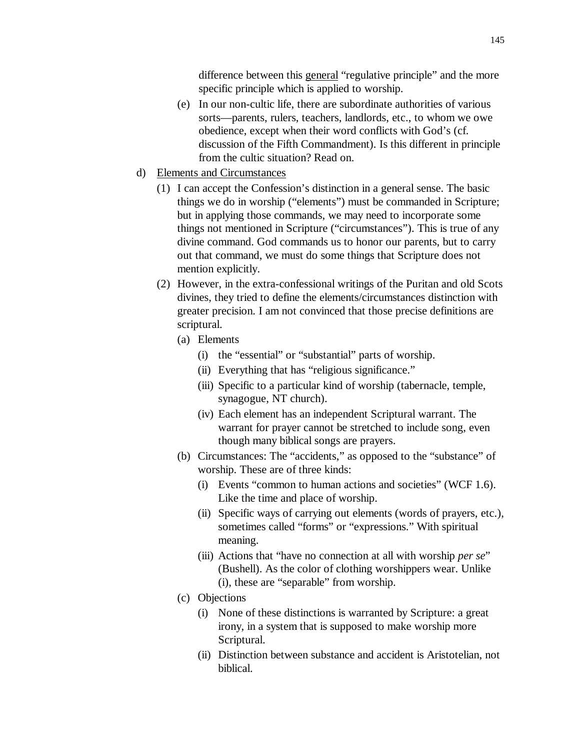difference between this <u>general</u> "regulative principle" and the more specific principle which is applied to worship.

(e) In our non-cultic life, there are subordinate authorities of various sorts—parents, rulers, teachers, landlords, etc., to whom we owe obedience, except when their word conflicts with God's (cf. discussion of the Fifth Commandment). Is this different in principle from the cultic situation? Read on.

d) <u>Elements and Circumstances</u>

(1) I can accept the Confession's distinction in a general sense. The basic things we do in worship ("elements") must be commanded in Scripture; but in applying those commands, we may need to incorporate some things not mentioned in Scripture ("circumstances"). This is true of any divine command. God commands us to honor our parents, but to carry out that command, we must do some things that Scripture does not mention explicitly.

(2) However, in the extra-confessional writings of the Puritan and old Scots divines, they tried to define the elements/circumstances distinction with greater precision. I am not convinced that those precise definitions are scriptural.

(a) Elements

(i) the "essential" or "substantial" parts of worship.

(ii) Everything that has "religious significance."

(iii) Specific to a particular kind of worship (tabernacle, temple, synagogue, NT church).

(iv) Each element has an independent Scriptural warrant. The warrant for prayer cannot be stretched to include song, even though many biblical songs are prayers.

(b) Circumstances: The "accidents," as opposed to the "substance" of worship. These are of three kinds:

(i) Events "common to human actions and societies" (WCF 1.6). Like the time and place of worship.

(ii) Specific ways of carrying out elements (words of prayers, etc.), sometimes called "forms" or "expressions." With spiritual meaning.

(iii) Actions that "have no connection at all with worship *per se*" (Bushell). As the color of clothing worshippers wear. Unlike (i), these are "separable" from worship.

(c) Objections

(i) None of these distinctions is warranted by Scripture: a great irony, in a system that is supposed to make worship more Scriptural.

(ii) Distinction between substance and accident is Aristotelian, not biblical.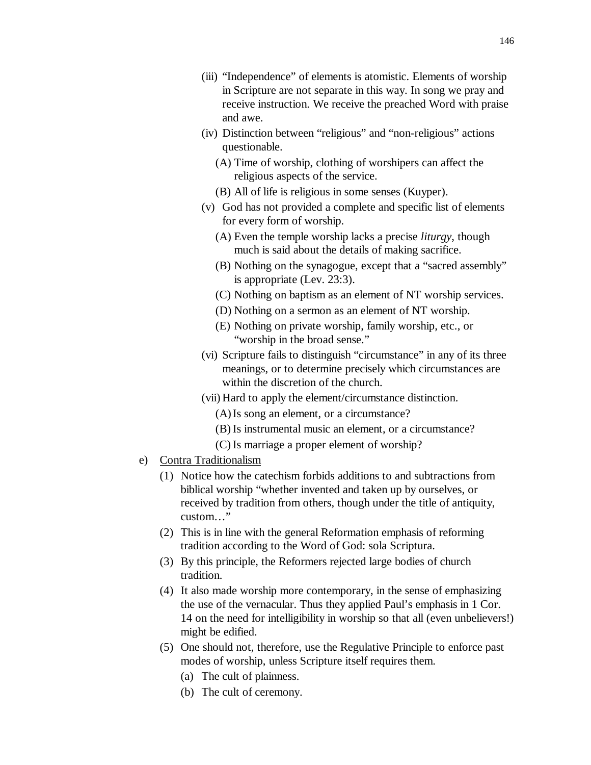(iii) "Independence" of elements is atomistic. Elements of worship in Scripture are not separate in this way. In song we pray and receive instruction. We receive the preached Word with praise and awe.

(iv) Distinction between "religious" and "non-religious" actions questionable.

   (A) Time of worship, clothing of worshipers can affect the religious aspects of the service.

   (B) All of life is religious in some senses (Kuyper).

(v) God has not provided a complete and specific list of elements for every form of worship.

   (A) Even the temple worship lacks a precise *liturgy*, though much is said about the details of making sacrifice.

   (B) Nothing on the synagogue, except that a "sacred assembly" is appropriate (Lev. 23:3).

   (C) Nothing on baptism as an element of NT worship services.

   (D) Nothing on a sermon as an element of NT worship.

   (E) Nothing on private worship, family worship, etc., or "worship in the broad sense."

(vi) Scripture fails to distinguish "circumstance" in any of its three meanings, or to determine precisely which circumstances are within the discretion of the church.

(vii) Hard to apply the element/circumstance distinction.

   (A) Is song an element, or a circumstance?

   (B) Is instrumental music an element, or a circumstance?

   (C) Is marriage a proper element of worship?

e) <u>Contra Traditionalism</u>

   (1) Notice how the catechism forbids additions to and subtractions from biblical worship "whether invented and taken up by ourselves, or received by tradition from others, though under the title of antiquity, custom…"

   (2) This is in line with the general Reformation emphasis of reforming tradition according to the Word of God: sola Scriptura.

   (3) By this principle, the Reformers rejected large bodies of church tradition.

   (4) It also made worship more contemporary, in the sense of emphasizing the use of the vernacular. Thus they applied Paul's emphasis in 1 Cor. 14 on the need for intelligibility in worship so that all (even unbelievers!) might be edified.

   (5) One should not, therefore, use the Regulative Principle to enforce past modes of worship, unless Scripture itself requires them.

      (a) The cult of plainness.

      (b) The cult of ceremony.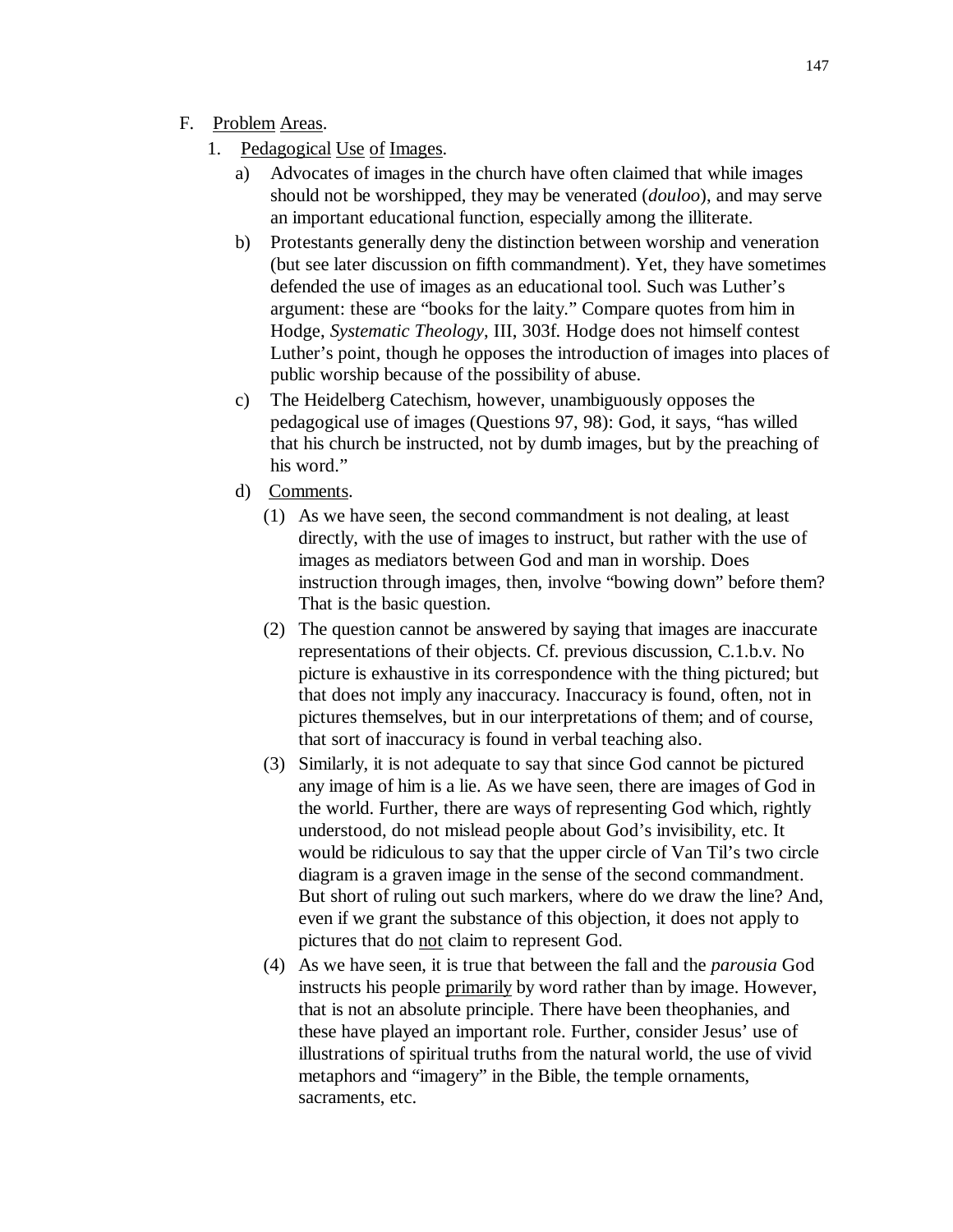F. Problem Areas.

1. Pedagogical Use of Images.

   a) Advocates of images in the church have often claimed that while images should not be worshipped, they may be venerated (*douloo*), and may serve an important educational function, especially among the illiterate.

   b) Protestants generally deny the distinction between worship and veneration (but see later discussion on fifth commandment). Yet, they have sometimes defended the use of images as an educational tool. Such was Luther's argument: these are "books for the laity." Compare quotes from him in Hodge, *Systematic Theology*, III, 303f. Hodge does not himself contest Luther's point, though he opposes the introduction of images into places of public worship because of the possibility of abuse.

   c) The Heidelberg Catechism, however, unambiguously opposes the pedagogical use of images (Questions 97, 98): God, it says, "has willed that his church be instructed, not by dumb images, but by the preaching of his word."

   d) Comments.

      (1) As we have seen, the second commandment is not dealing, at least directly, with the use of images to instruct, but rather with the use of images as mediators between God and man in worship. Does instruction through images, then, involve "bowing down" before them? That is the basic question.

      (2) The question cannot be answered by saying that images are inaccurate representations of their objects. Cf. previous discussion, C.1.b.v. No picture is exhaustive in its correspondence with the thing pictured; but that does not imply any inaccuracy. Inaccuracy is found, often, not in pictures themselves, but in our interpretations of them; and of course, that sort of inaccuracy is found in verbal teaching also.

      (3) Similarly, it is not adequate to say that since God cannot be pictured any image of him is a lie. As we have seen, there are images of God in the world. Further, there are ways of representing God which, rightly understood, do not mislead people about God's invisibility, etc. It would be ridiculous to say that the upper circle of Van Til's two circle diagram is a graven image in the sense of the second commandment. But short of ruling out such markers, where do we draw the line? And, even if we grant the substance of this objection, it does not apply to pictures that do not claim to represent God.

      (4) As we have seen, it is true that between the fall and the *parousia* God instructs his people primarily by word rather than by image. However, that is not an absolute principle. There have been theophanies, and these have played an important role. Further, consider Jesus' use of illustrations of spiritual truths from the natural world, the use of vivid metaphors and "imagery" in the Bible, the temple ornaments, sacraments, etc.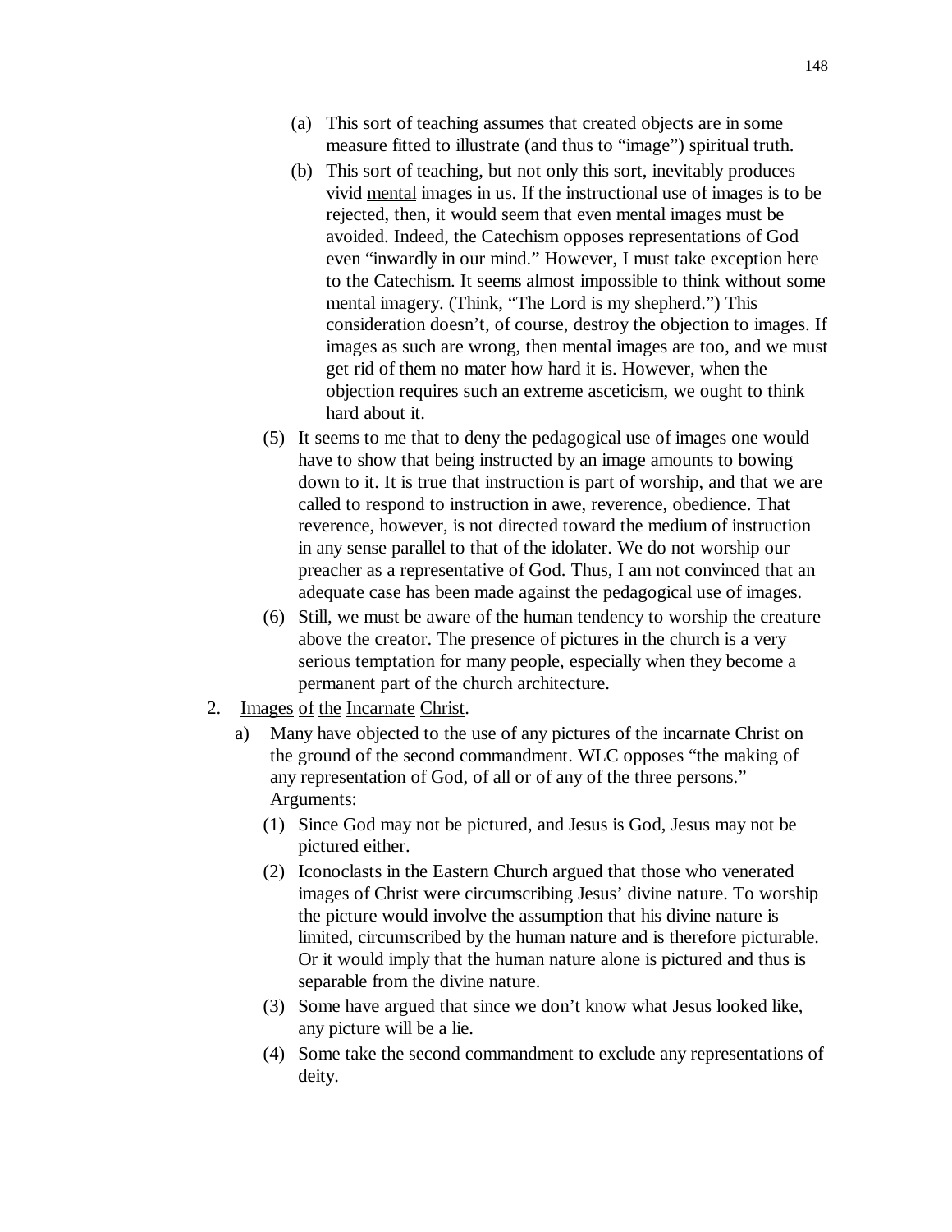(a) This sort of teaching assumes that created objects are in some measure fitted to illustrate (and thus to "image") spiritual truth.

(b) This sort of teaching, but not only this sort, inevitably produces vivid <u>mental</u> images in us. If the instructional use of images is to be rejected, then, it would seem that even mental images must be avoided. Indeed, the Catechism opposes representations of God even "inwardly in our mind." However, I must take exception here to the Catechism. It seems almost impossible to think without some mental imagery. (Think, "The Lord is my shepherd.") This consideration doesn't, of course, destroy the objection to images. If images as such are wrong, then mental images are too, and we must get rid of them no mater how hard it is. However, when the objection requires such an extreme asceticism, we ought to think hard about it.

(5) It seems to me that to deny the pedagogical use of images one would have to show that being instructed by an image amounts to bowing down to it. It is true that instruction is part of worship, and that we are called to respond to instruction in awe, reverence, obedience. That reverence, however, is not directed toward the medium of instruction in any sense parallel to that of the idolater. We do not worship our preacher as a representative of God. Thus, I am not convinced that an adequate case has been made against the pedagogical use of images.

(6) Still, we must be aware of the human tendency to worship the creature above the creator. The presence of pictures in the church is a very serious temptation for many people, especially when they become a permanent part of the church architecture.

2. <u>Images of the Incarnate Christ</u>.

a) Many have objected to the use of any pictures of the incarnate Christ on the ground of the second commandment. WLC opposes "the making of any representation of God, of all or of any of the three persons." Arguments:

(1) Since God may not be pictured, and Jesus is God, Jesus may not be pictured either.

(2) Iconoclasts in the Eastern Church argued that those who venerated images of Christ were circumscribing Jesus' divine nature. To worship the picture would involve the assumption that his divine nature is limited, circumscribed by the human nature and is therefore picturable. Or it would imply that the human nature alone is pictured and thus is separable from the divine nature.

(3) Some have argued that since we don't know what Jesus looked like, any picture will be a lie.

(4) Some take the second commandment to exclude any representations of deity.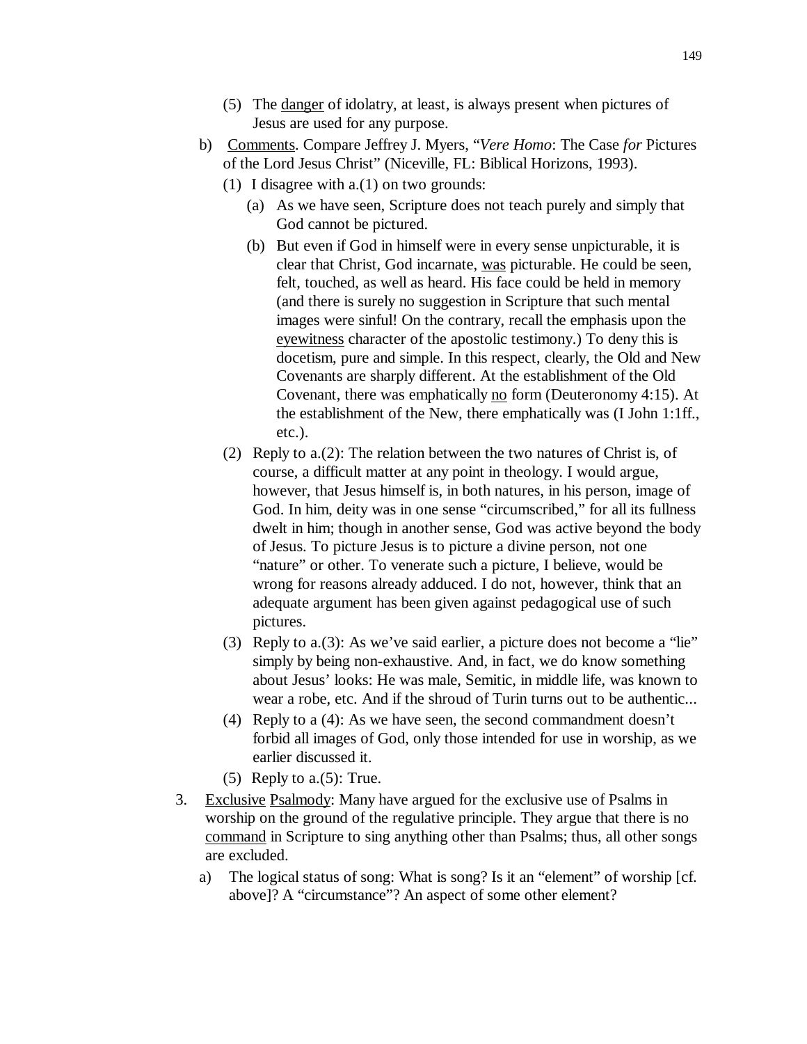(5) The <u>danger</u> of idolatry, at least, is always present when pictures of Jesus are used for any purpose.

b) <u>Comments</u>. Compare Jeffrey J. Myers, "*Vere Homo*: The Case *for* Pictures of the Lord Jesus Christ" (Niceville, FL: Biblical Horizons, 1993).

(1) I disagree with a.(1) on two grounds:

(a) As we have seen, Scripture does not teach purely and simply that God cannot be pictured.

(b) But even if God in himself were in every sense unpicturable, it is clear that Christ, God incarnate, <u>was</u> picturable. He could be seen, felt, touched, as well as heard. His face could be held in memory (and there is surely no suggestion in Scripture that such mental images were sinful! On the contrary, recall the emphasis upon the <u>eyewitness</u> character of the apostolic testimony.) To deny this is docetism, pure and simple. In this respect, clearly, the Old and New Covenants are sharply different. At the establishment of the Old Covenant, there was emphatically <u>no</u> form (Deuteronomy 4:15). At the establishment of the New, there emphatically was (I John 1:1ff., etc.).

(2) Reply to a.(2): The relation between the two natures of Christ is, of course, a difficult matter at any point in theology. I would argue, however, that Jesus himself is, in both natures, in his person, image of God. In him, deity was in one sense "circumscribed," for all its fullness dwelt in him; though in another sense, God was active beyond the body of Jesus. To picture Jesus is to picture a divine person, not one "nature" or other. To venerate such a picture, I believe, would be wrong for reasons already adduced. I do not, however, think that an adequate argument has been given against pedagogical use of such pictures.

(3) Reply to a.(3): As we've said earlier, a picture does not become a "lie" simply by being non-exhaustive. And, in fact, we do know something about Jesus' looks: He was male, Semitic, in middle life, was known to wear a robe, etc. And if the shroud of Turin turns out to be authentic...

(4) Reply to a (4): As we have seen, the second commandment doesn't forbid all images of God, only those intended for use in worship, as we earlier discussed it.

(5) Reply to a.(5): True.

3. <u>Exclusive</u> <u>Psalmody</u>: Many have argued for the exclusive use of Psalms in worship on the ground of the regulative principle. They argue that there is no <u>command</u> in Scripture to sing anything other than Psalms; thus, all other songs are excluded.

a) The logical status of song: What is song? Is it an "element" of worship [cf. above]? A "circumstance"? An aspect of some other element?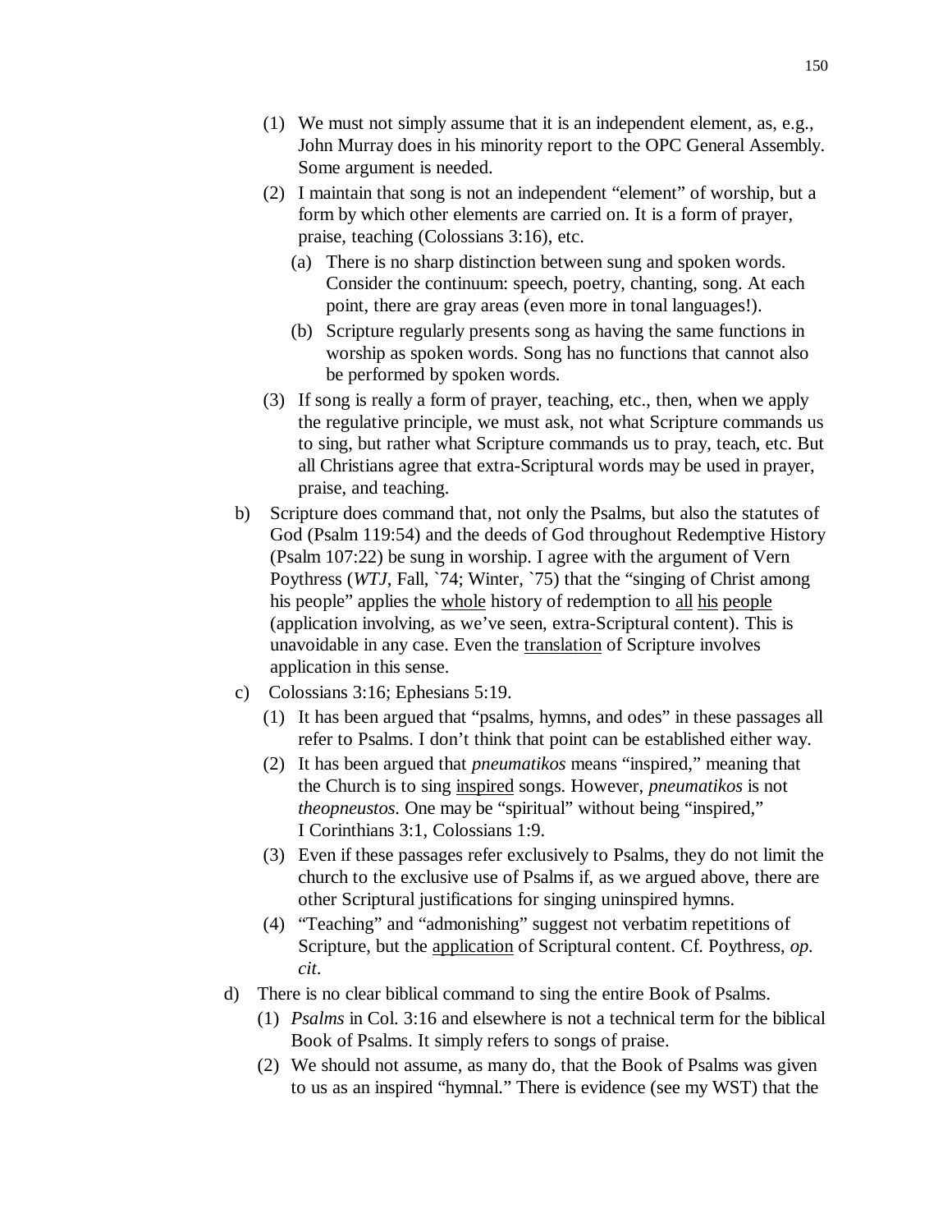(1) We must not simply assume that it is an independent element, as, e.g., John Murray does in his minority report to the OPC General Assembly. Some argument is needed.

(2) I maintain that song is not an independent "element" of worship, but a form by which other elements are carried on. It is a form of prayer, praise, teaching (Colossians 3:16), etc.

   (a) There is no sharp distinction between sung and spoken words. Consider the continuum: speech, poetry, chanting, song. At each point, there are gray areas (even more in tonal languages!).

   (b) Scripture regularly presents song as having the same functions in worship as spoken words. Song has no functions that cannot also be performed by spoken words.

(3) If song is really a form of prayer, teaching, etc., then, when we apply the regulative principle, we must ask, not what Scripture commands us to sing, but rather what Scripture commands us to pray, teach, etc. But all Christians agree that extra-Scriptural words may be used in prayer, praise, and teaching.

b) Scripture does command that, not only the Psalms, but also the statutes of God (Psalm 119:54) and the deeds of God throughout Redemptive History (Psalm 107:22) be sung in worship. I agree with the argument of Vern Poythress (*WTJ*, Fall, `74; Winter, `75) that the "singing of Christ among his people" applies the <u>whole</u> history of redemption to <u>all</u> <u>his</u> <u>people</u> (application involving, as we've seen, extra-Scriptural content). This is unavoidable in any case. Even the <u>translation</u> of Scripture involves application in this sense.

c) Colossians 3:16; Ephesians 5:19.

(1) It has been argued that "psalms, hymns, and odes" in these passages all refer to Psalms. I don't think that point can be established either way.

(2) It has been argued that *pneumatikos* means "inspired," meaning that the Church is to sing <u>inspired</u> songs. However, *pneumatikos* is not *theopneustos*. One may be "spiritual" without being "inspired," I Corinthians 3:1, Colossians 1:9.

(3) Even if these passages refer exclusively to Psalms, they do not limit the church to the exclusive use of Psalms if, as we argued above, there are other Scriptural justifications for singing uninspired hymns.

(4) "Teaching" and "admonishing" suggest not verbatim repetitions of Scripture, but the <u>application</u> of Scriptural content. Cf. Poythress, *op. cit*.

d) There is no clear biblical command to sing the entire Book of Psalms.

(1) *Psalms* in Col. 3:16 and elsewhere is not a technical term for the biblical Book of Psalms. It simply refers to songs of praise.

(2) We should not assume, as many do, that the Book of Psalms was given to us as an inspired "hymnal." There is evidence (see my WST) that the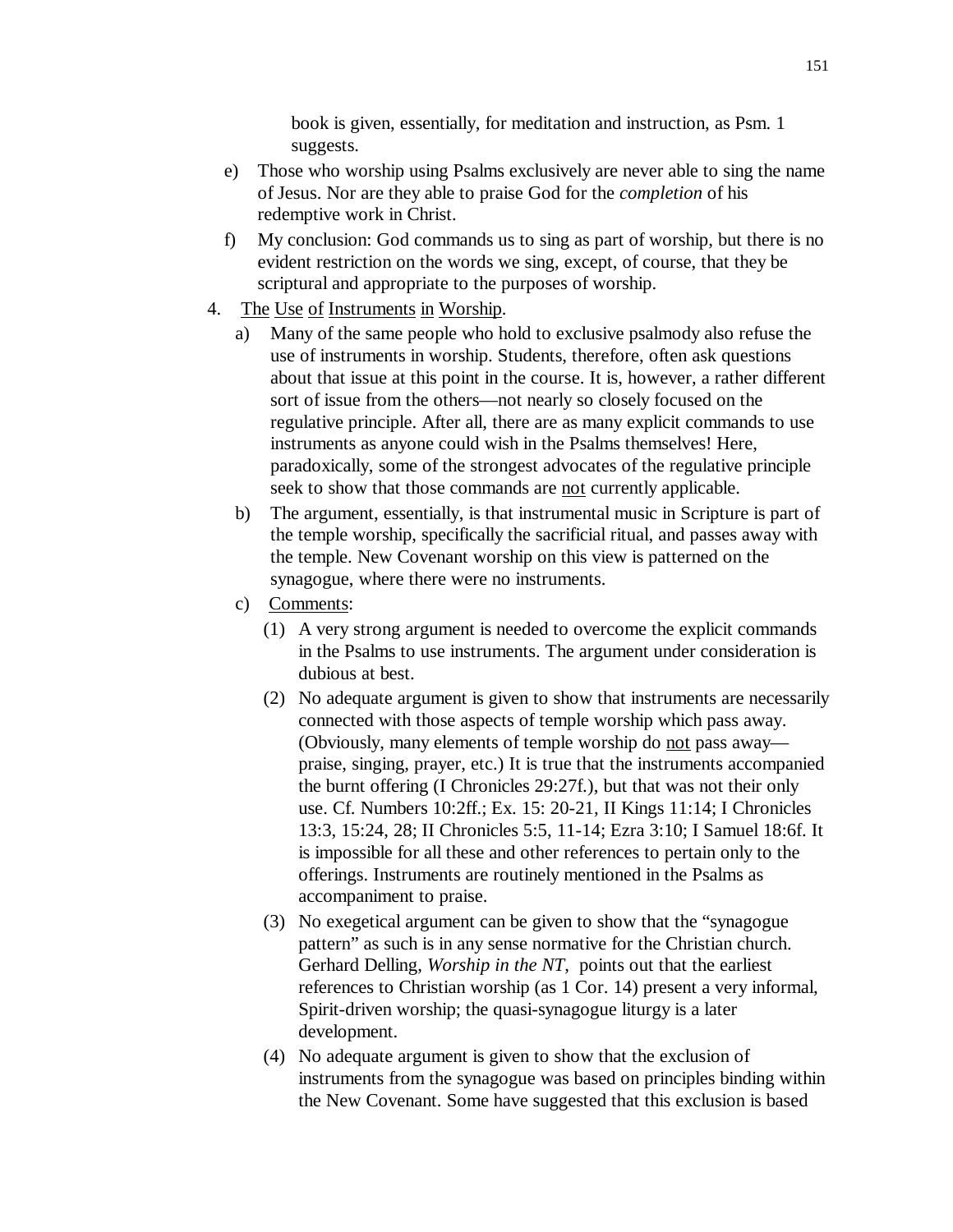book is given, essentially, for meditation and instruction, as Psm. 1 suggests.

e) Those who worship using Psalms exclusively are never able to sing the name of Jesus. Nor are they able to praise God for the *completion* of his redemptive work in Christ.

f) My conclusion: God commands us to sing as part of worship, but there is no evident restriction on the words we sing, except, of course, that they be scriptural and appropriate to the purposes of worship.

4. <u>The Use of Instruments in Worship</u>.

   a) Many of the same people who hold to exclusive psalmody also refuse the use of instruments in worship. Students, therefore, often ask questions about that issue at this point in the course. It is, however, a rather different sort of issue from the others—not nearly so closely focused on the regulative principle. After all, there are as many explicit commands to use instruments as anyone could wish in the Psalms themselves! Here, paradoxically, some of the strongest advocates of the regulative principle seek to show that those commands are <u>not</u> currently applicable.

   b) The argument, essentially, is that instrumental music in Scripture is part of the temple worship, specifically the sacrificial ritual, and passes away with the temple. New Covenant worship on this view is patterned on the synagogue, where there were no instruments.

   c) <u>Comments</u>:

      (1) A very strong argument is needed to overcome the explicit commands in the Psalms to use instruments. The argument under consideration is dubious at best.

      (2) No adequate argument is given to show that instruments are necessarily connected with those aspects of temple worship which pass away. (Obviously, many elements of temple worship do <u>not</u> pass away—praise, singing, prayer, etc.) It is true that the instruments accompanied the burnt offering (I Chronicles 29:27f.), but that was not their only use. Cf. Numbers 10:2ff.; Ex. 15: 20-21, II Kings 11:14; I Chronicles 13:3, 15:24, 28; II Chronicles 5:5, 11-14; Ezra 3:10; I Samuel 18:6f. It is impossible for all these and other references to pertain only to the offerings. Instruments are routinely mentioned in the Psalms as accompaniment to praise.

      (3) No exegetical argument can be given to show that the "synagogue pattern" as such is in any sense normative for the Christian church. Gerhard Delling, *Worship in the NT*, points out that the earliest references to Christian worship (as 1 Cor. 14) present a very informal, Spirit-driven worship; the quasi-synagogue liturgy is a later development.

      (4) No adequate argument is given to show that the exclusion of instruments from the synagogue was based on principles binding within the New Covenant. Some have suggested that this exclusion is based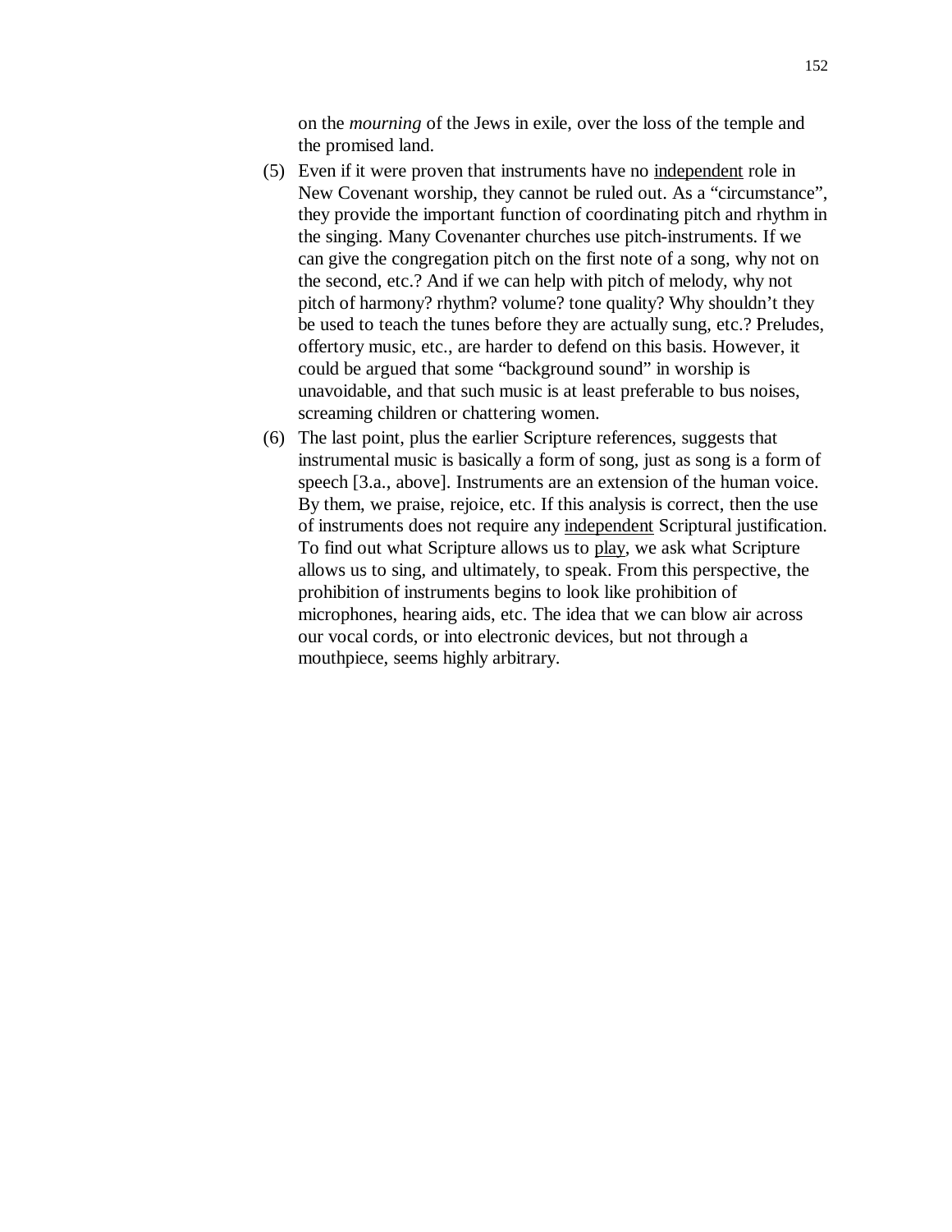on the *mourning* of the Jews in exile, over the loss of the temple and the promised land.

(5) Even if it were proven that instruments have no <u>independent</u> role in New Covenant worship, they cannot be ruled out. As a "circumstance", they provide the important function of coordinating pitch and rhythm in the singing. Many Covenanter churches use pitch-instruments. If we can give the congregation pitch on the first note of a song, why not on the second, etc.? And if we can help with pitch of melody, why not pitch of harmony? rhythm? volume? tone quality? Why shouldn't they be used to teach the tunes before they are actually sung, etc.? Preludes, offertory music, etc., are harder to defend on this basis. However, it could be argued that some "background sound" in worship is unavoidable, and that such music is at least preferable to bus noises, screaming children or chattering women.

(6) The last point, plus the earlier Scripture references, suggests that instrumental music is basically a form of song, just as song is a form of speech [3.a., above]. Instruments are an extension of the human voice. By them, we praise, rejoice, etc. If this analysis is correct, then the use of instruments does not require any <u>independent</u> Scriptural justification. To find out what Scripture allows us to <u>play</u>, we ask what Scripture allows us to sing, and ultimately, to speak. From this perspective, the prohibition of instruments begins to look like prohibition of microphones, hearing aids, etc. The idea that we can blow air across our vocal cords, or into electronic devices, but not through a mouthpiece, seems highly arbitrary.